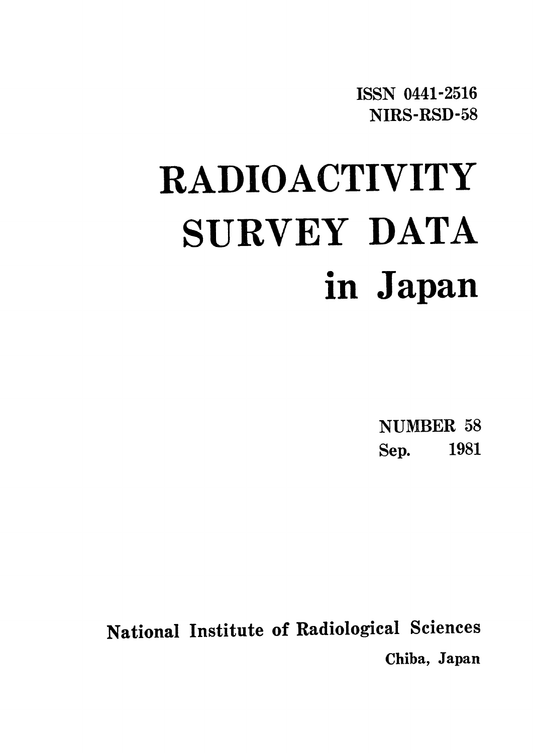ISSN 0441-2516
NIRS-RSD-58

# RADIOACTIVITY SURVEY DATA in Japan

NUMBER 58
Sep. 1981

National Institute of Radiological Sciences
Chiba, Japan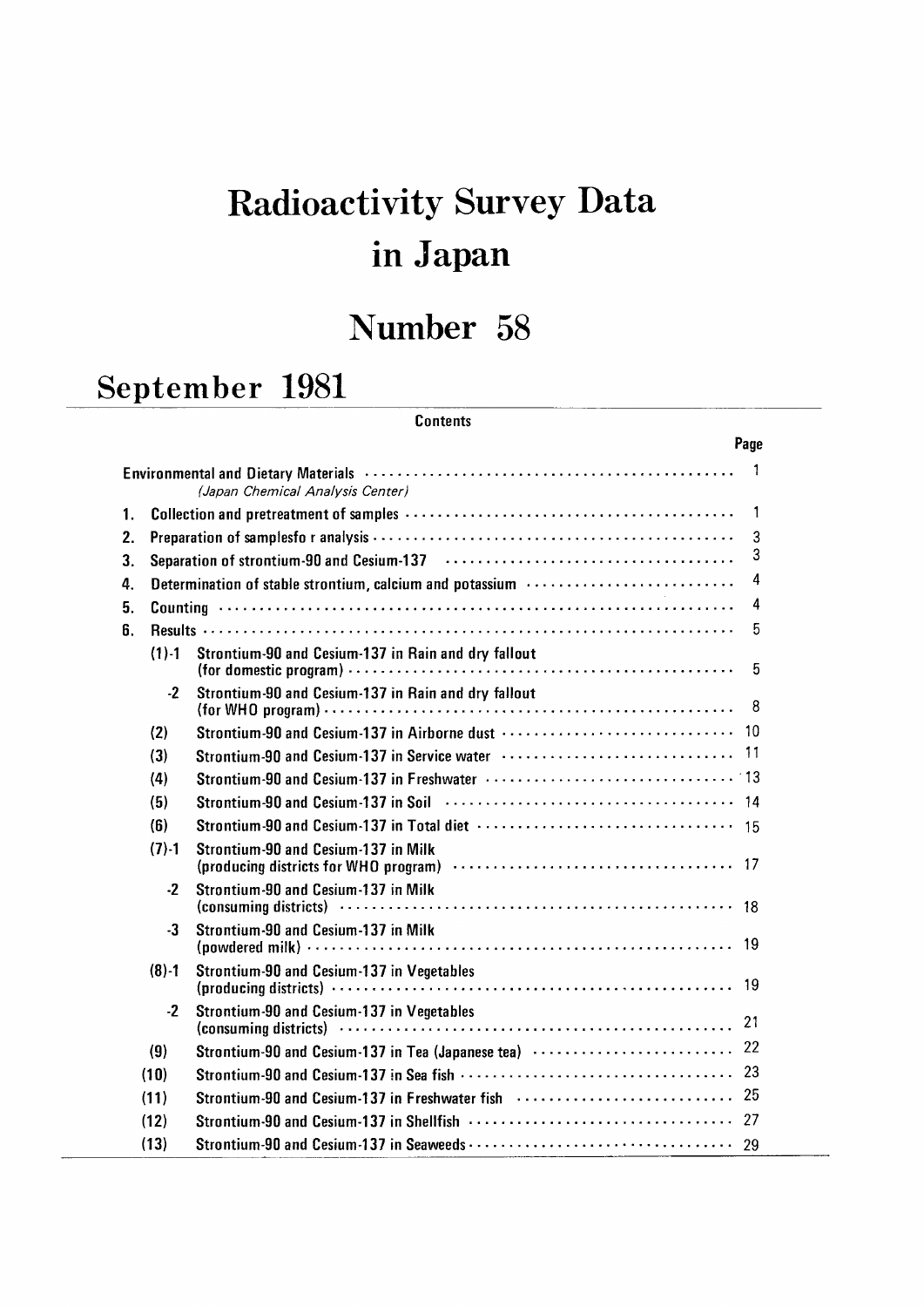# Radioactivity Survey Data in Japan

# Number 58

## September 1981

**Contents**

| | | | Page |
|---|---|---|---|
| Environmental and Dietary Materials | | | 1 |
| *(Japan Chemical Analysis Center)* | | | |
| 1. | Collection and pretreatment of samples | | 1 |
| 2. | Preparation of samplesfo r analysis | | 3 |
| 3. | Separation of strontium-90 and Cesium-137 | | 3 |
| 4. | Determination of stable strontium, calcium and potassium | | 4 |
| 5. | Counting | | 4 |
| 6. | Results | | 5 |
| | (1)-1 | Strontium-90 and Cesium-137 in Rain and dry fallout (for domestic program) | 5 |
| | -2 | Strontium-90 and Cesium-137 in Rain and dry fallout (for WHO program) | 8 |
| | (2) | Strontium-90 and Cesium-137 in Airborne dust | 10 |
| | (3) | Strontium-90 and Cesium-137 in Service water | 11 |
| | (4) | Strontium-90 and Cesium-137 in Freshwater | 13 |
| | (5) | Strontium-90 and Cesium-137 in Soil | 14 |
| | (6) | Strontium-90 and Cesium-137 in Total diet | 15 |
| | (7)-1 | Strontium-90 and Cesium-137 in Milk (producing districts for WHO program) | 17 |
| | -2 | Strontium-90 and Cesium-137 in Milk (consuming districts) | 18 |
| | -3 | Strontium-90 and Cesium-137 in Milk (powdered milk) | 19 |
| | (8)-1 | Strontium-90 and Cesium-137 in Vegetables (producing districts) | 19 |
| | -2 | Strontium-90 and Cesium-137 in Vegetables (consuming districts) | 21 |
| | (9) | Strontium-90 and Cesium-137 in Tea (Japanese tea) | 22 |
| | (10) | Strontium-90 and Cesium-137 in Sea fish | 23 |
| | (11) | Strontium-90 and Cesium-137 in Freshwater fish | 25 |
| | (12) | Strontium-90 and Cesium-137 in Shellfish | 27 |
| | (13) | Strontium-90 and Cesium-137 in Seaweeds | 29 |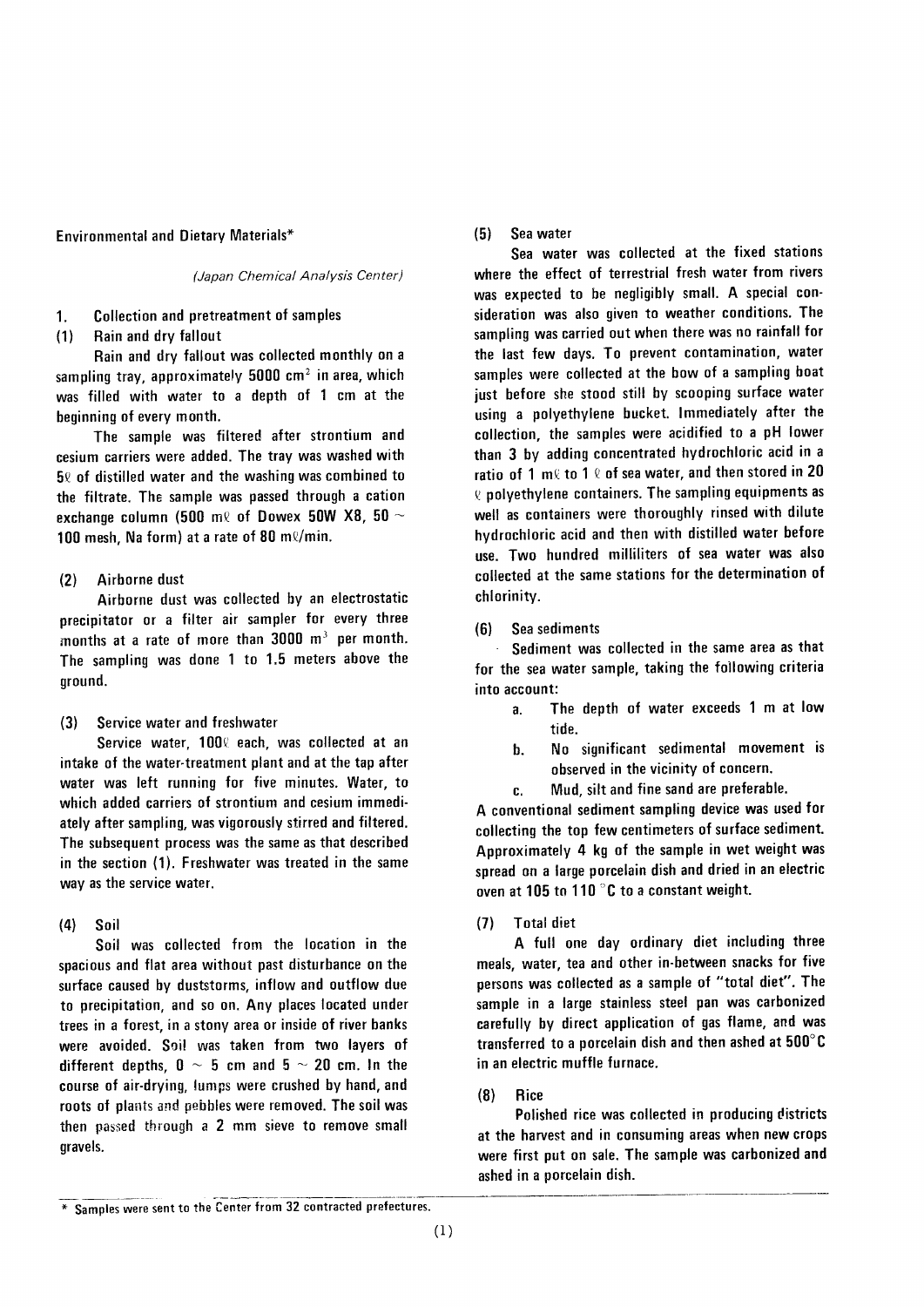Environmental and Dietary Materials*

*(Japan Chemical Analysis Center)*

## 1. Collection and pretreatment of samples

### (1) Rain and dry fallout

Rain and dry fallout was collected monthly on a sampling tray, approximately 5000 $cm^2$ in area, which was filled with water to a depth of 1 cm at the beginning of every month.

The sample was filtered after strontium and cesium carriers were added. The tray was washed with 5ℓ of distilled water and the washing was combined to the filtrate. The sample was passed through a cation exchange column (500 mℓ of Dowex 50W X8, 50 ~ 100 mesh, Na form) at a rate of 80 mℓ/min.

### (2) Airborne dust

Airborne dust was collected by an electrostatic precipitator or a filter air sampler for every three months at a rate of more than 3000 $m^3$ per month. The sampling was done 1 to 1.5 meters above the ground.

### (3) Service water and freshwater

Service water, 100ℓ each, was collected at an intake of the water-treatment plant and at the tap after water was left running for five minutes. Water, to which added carriers of strontium and cesium immediately after sampling, was vigorously stirred and filtered. The subsequent process was the same as that described in the section (1). Freshwater was treated in the same way as the service water.

### (4) Soil

Soil was collected from the location in the spacious and flat area without past disturbance on the surface caused by duststorms, inflow and outflow due to precipitation, and so on. Any places located under trees in a forest, in a stony area or inside of river banks were avoided. Soil was taken from two layers of different depths, 0 ~ 5 cm and 5 ~ 20 cm. In the course of air-drying, lumps were crushed by hand, and roots of plants and pebbles were removed. The soil was then passed through a 2 mm sieve to remove small gravels.

### (5) Sea water

Sea water was collected at the fixed stations where the effect of terrestrial fresh water from rivers was expected to be negligibly small. A special consideration was also given to weather conditions. The sampling was carried out when there was no rainfall for the last few days. To prevent contamination, water samples were collected at the bow of a sampling boat just before she stood still by scooping surface water using a polyethylene bucket. Immediately after the collection, the samples were acidified to a pH lower than 3 by adding concentrated hydrochloric acid in a ratio of 1 mℓ to 1 ℓ of sea water, and then stored in 20 ℓ polyethylene containers. The sampling equipments as well as containers were thoroughly rinsed with dilute hydrochloric acid and then with distilled water before use. Two hundred milliliters of sea water was also collected at the same stations for the determination of chlorinity.

### (6) Sea sediments

Sediment was collected in the same area as that for the sea water sample, taking the following criteria into account:

a. The depth of water exceeds 1 m at low tide.

b. No significant sedimental movement is observed in the vicinity of concern.

c. Mud, silt and fine sand are preferable.

A conventional sediment sampling device was used for collecting the top few centimeters of surface sediment. Approximately 4 kg of the sample in wet weight was spread on a large porcelain dish and dried in an electric oven at 105 to 110 °C to a constant weight.

### (7) Total diet

A full one day ordinary diet including three meals, water, tea and other in-between snacks for five persons was collected as a sample of "total diet". The sample in a large stainless steel pan was carbonized carefully by direct application of gas flame, and was transferred to a porcelain dish and then ashed at 500°C in an electric muffle furnace.

### (8) Rice

Polished rice was collected in producing districts at the harvest and in consuming areas when new crops were first put on sale. The sample was carbonized and ashed in a porcelain dish.

---

* Samples were sent to the Center from 32 contracted prefectures.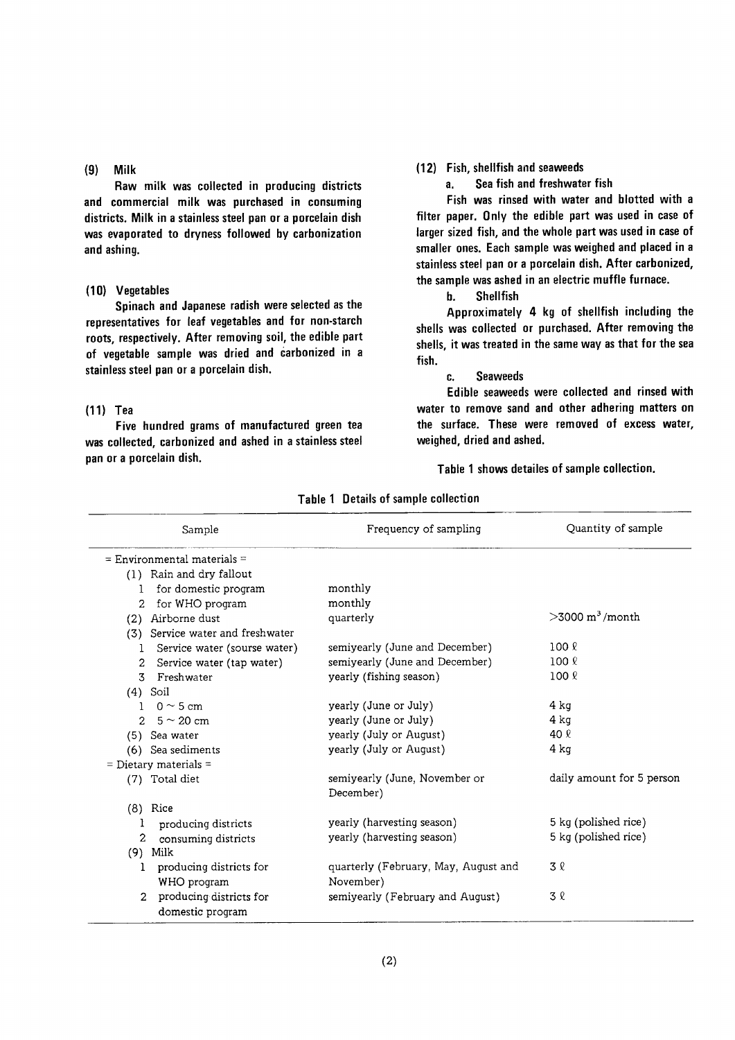### (9) Milk

Raw milk was collected in producing districts and commercial milk was purchased in consuming districts. Milk in a stainless steel pan or a porcelain dish was evaporated to dryness followed by carbonization and ashing.

### (10) Vegetables

Spinach and Japanese radish were selected as the representatives for leaf vegetables and for non-starch roots, respectively. After removing soil, the edible part of vegetable sample was dried and carbonized in a stainless steel pan or a porcelain dish.

### (11) Tea

Five hundred grams of manufactured green tea was collected, carbonized and ashed in a stainless steel pan or a porcelain dish.

### (12) Fish, shellfish and seaweeds

**a. Sea fish and freshwater fish**

Fish was rinsed with water and blotted with a filter paper. Only the edible part was used in case of larger sized fish, and the whole part was used in case of smaller ones. Each sample was weighed and placed in a stainless steel pan or a porcelain dish. After carbonized, the sample was ashed in an electric muffle furnace.

**b. Shellfish**

Approximately 4 kg of shellfish including the shells was collected or purchased. After removing the shells, it was treated in the same way as that for the sea fish.

**c. Seaweeds**

Edible seaweeds were collected and rinsed with water to remove sand and other adhering matters on the surface. These were removed of excess water, weighed, dried and ashed.

Table 1 shows detailes of sample collection.

**Table 1 Details of sample collection**

| Sample | Frequency of sampling | Quantity of sample |
|---|---|---|
| = Environmental materials = | | |
| (1) Rain and dry fallout | | |
| 1 for domestic program | monthly | |
| 2 for WHO program | monthly | |
| (2) Airborne dust | quarterly | >3000 $m^3$/month |
| (3) Service water and freshwater | | |
| 1 Service water (sourse water) | semiyearly (June and December) | 100 ℓ |
| 2 Service water (tap water) | semiyearly (June and December) | 100 ℓ |
| 3 Freshwater | yearly (fishing season) | 100 ℓ |
| (4) Soil | | |
| 1 0 ~ 5 cm | yearly (June or July) | 4 kg |
| 2 5 ~ 20 cm | yearly (June or July) | 4 kg |
| (5) Sea water | yearly (July or August) | 40 ℓ |
| (6) Sea sediments | yearly (July or August) | 4 kg |
| = Dietary materials = | | |
| (7) Total diet | semiyearly (June, November or December) | daily amount for 5 person |
| (8) Rice | | |
| 1 producing districts | yearly (harvesting season) | 5 kg (polished rice) |
| 2 consuming districts | yearly (harvesting season) | 5 kg (polished rice) |
| (9) Milk | | |
| 1 producing districts for WHO program | quarterly (February, May, August and November) | 3 ℓ |
| 2 producing districts for domestic program | semiyearly (February and August) | 3 ℓ |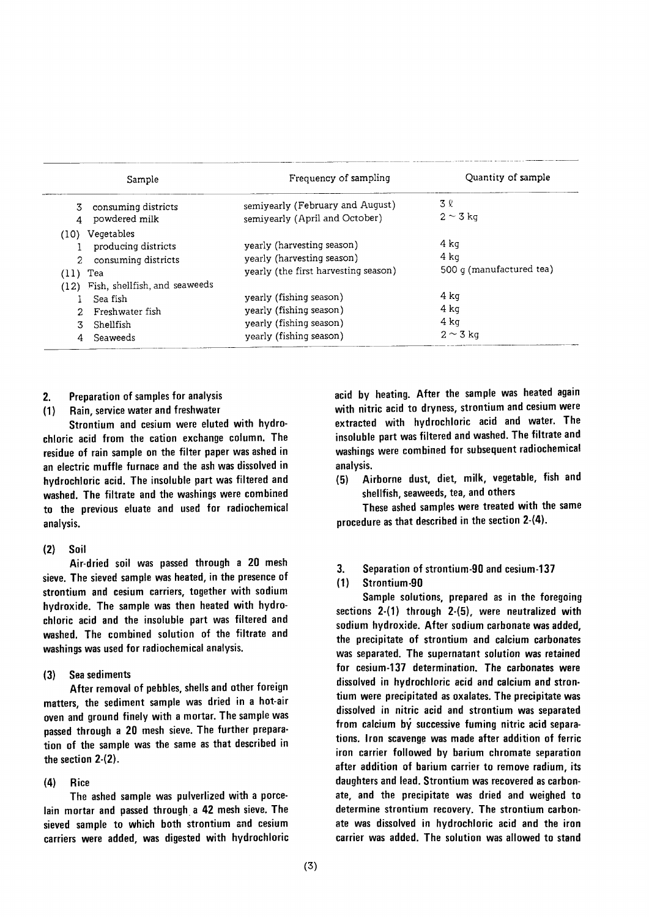| Sample | Frequency of sampling | Quantity of sample |
|---|---|---|
| 3 consuming districts | semiyearly (February and August) | 3 ℓ |
| 4 powdered milk | semiyearly (April and October) | 2 ~ 3 kg |
| (10) Vegetables | | |
| 1 producing districts | yearly (harvesting season) | 4 kg |
| 2 consuming districts | yearly (harvesting season) | 4 kg |
| (11) Tea | yearly (the first harvesting season) | 500 g (manufactured tea) |
| (12) Fish, shellfish, and seaweeds | | |
| 1 Sea fish | yearly (fishing season) | 4 kg |
| 2 Freshwater fish | yearly (fishing season) | 4 kg |
| 3 Shellfish | yearly (fishing season) | 4 kg |
| 4 Seaweeds | yearly (fishing season) | 2 ~ 3 kg |

## 2. Preparation of samples for analysis

### (1) Rain, service water and freshwater

Strontium and cesium were eluted with hydrochloric acid from the cation exchange column. The residue of rain sample on the filter paper was ashed in an electric muffle furnace and the ash was dissolved in hydrochloric acid. The insoluble part was filtered and washed. The filtrate and the washings were combined to the previous eluate and used for radiochemical analysis.

### (2) Soil

Air-dried soil was passed through a 20 mesh sieve. The sieved sample was heated, in the presence of strontium and cesium carriers, together with sodium hydroxide. The sample was then heated with hydrochloric acid and the insoluble part was filtered and washed. The combined solution of the filtrate and washings was used for radiochemical analysis.

### (3) Sea sediments

After removal of pebbles, shells and other foreign matters, the sediment sample was dried in a hot-air oven and ground finely with a mortar. The sample was passed through a 20 mesh sieve. The further preparation of the sample was the same as that described in the section 2-(2).

### (4) Rice

The ashed sample was pulverlized with a porcelain mortar and passed through a 42 mesh sieve. The sieved sample to which both strontium and cesium carriers were added, was digested with hydrochloric acid by heating. After the sample was heated again with nitric acid to dryness, strontium and cesium were extracted with hydrochloric acid and water. The insoluble part was filtered and washed. The filtrate and washings were combined for subsequent radiochemical analysis.

### (5) Airborne dust, diet, milk, vegetable, fish and shellfish, seaweeds, tea, and others

These ashed samples were treated with the same procedure as that described in the section 2-(4).

## 3. Separation of strontium-90 and cesium-137

### (1) Strontium-90

Sample solutions, prepared as in the foregoing sections 2-(1) through 2-(5), were neutralized with sodium hydroxide. After sodium carbonate was added, the precipitate of strontium and calcium carbonates was separated. The supernatant solution was retained for cesium-137 determination. The carbonates were dissolved in hydrochloric acid and calcium and strontium were precipitated as oxalates. The precipitate was dissolved in nitric acid and strontium was separated from calcium by successive fuming nitric acid separations. Iron scavenge was made after addition of ferric iron carrier followed by barium chromate separation after addition of barium carrier to remove radium, its daughters and lead. Strontium was recovered as carbonate, and the precipitate was dried and weighed to determine strontium recovery. The strontium carbonate was dissolved in hydrochloric acid and the iron carrier was added. The solution was allowed to stand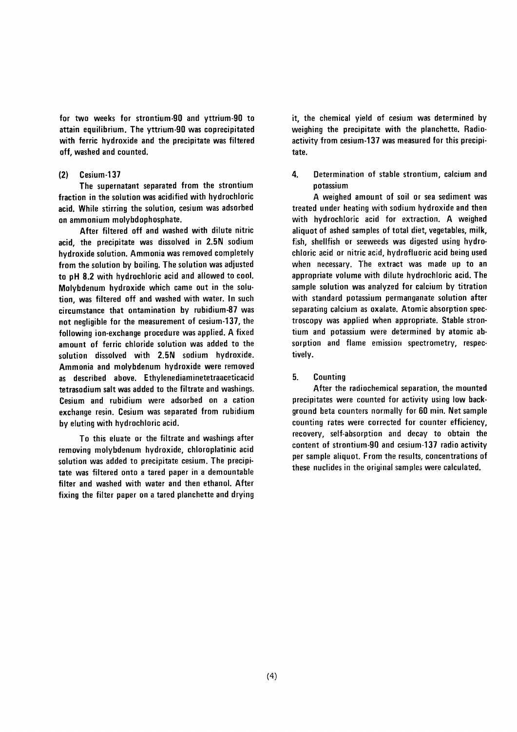for two weeks for strontium-90 and yttrium-90 to attain equilibrium. The yttrium-90 was coprecipitated with ferric hydroxide and the precipitate was filtered off, washed and counted.

### (2) Cesium-137

The supernatant separated from the strontium fraction in the solution was acidified with hydrochloric acid. While stirring the solution, cesium was adsorbed on ammonium molybdophosphate.

After filtered off and washed with dilute nitric acid, the precipitate was dissolved in 2.5N sodium hydroxide solution. Ammonia was removed completely from the solution by boiling. The solution was adjusted to pH 8.2 with hydrochloric acid and allowed to cool. Molybdenum hydroxide which came out in the solution, was filtered off and washed with water. In such circumstance that ontamination by rubidium-87 was not negligible for the measurement of cesium-137, the following ion-exchange procedure was applied. A fixed amount of ferric chloride solution was added to the solution dissolved with 2.5N sodium hydroxide. Ammonia and molybdenum hydroxide were removed as described above. Ethylenediaminetetraaceticacid tetrasodium salt was added to the filtrate and washings. Cesium and rubidium were adsorbed on a cation exchange resin. Cesium was separated from rubidium by eluting with hydrochloric acid.

To this eluate or the filtrate and washings after removing molybdenum hydroxide, chloroplatinic acid solution was added to precipitate cesium. The precipitate was filtered onto a tared paper in a demountable filter and washed with water and then ethanol. After fixing the filter paper on a tared planchette and drying it, the chemical yield of cesium was determined by weighing the precipitate with the planchette. Radioactivity from cesium-137 was measured for this precipitate.

## 4. Determination of stable strontium, calcium and potassium

A weighed amount of soil or sea sediment was treated under heating with sodium hydroxide and then with hydrochloric acid for extraction. A weighed aliquot of ashed samples of total diet, vegetables, milk, fish, shellfish or seeweeds was digested using hydrochloric acid or nitric acid, hydrofluoric acid being used when necessary. The extract was made up to an appropriate volume with dilute hydrochloric acid. The sample solution was analyzed for calcium by titration with standard potassium permanganate solution after separating calcium as oxalate. Atomic absorption spectroscopy was applied when appropriate. Stable strontium and potassium were determined by atomic absorption and flame emission spectrometry, respectively.

## 5. Counting

After the radiochemical separation, the mounted precipitates were counted for activity using low background beta counters normally for 60 min. Net sample counting rates were corrected for counter efficiency, recovery, self-absorption and decay to obtain the content of strontium-90 and cesium-137 radio activity per sample aliquot. From the results, concentrations of these nuclides in the original samples were calculated.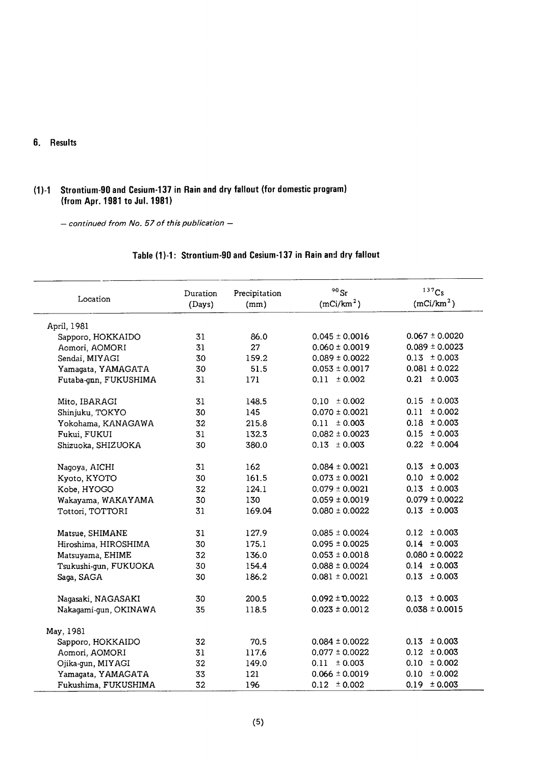## 6. Results

### (1)-1 Strontium-90 and Cesium-137 in Rain and dry fallout (for domestic program) (from Apr. 1981 to Jul. 1981)

*– continued from No. 57 of this publication –*

**Table (1)-1: Strontium-90 and Cesium-137 in Rain and dry fallout**

| Location | Duration (Days) | Precipitation (mm) | $^{90}Sr$ ($mCi/km^2$) | $^{137}Cs$ ($mCi/km^2$) |
|---|---|---|---|---|
| April, 1981 | | | | |
| Sapporo, HOKKAIDO | 31 | 86.0 | 0.045 ± 0.0016 | 0.067 ± 0.0020 |
| Aomori, AOMORI | 31 | 27 | 0.060 ± 0.0019 | 0.089 ± 0.0023 |
| Sendai, MIYAGI | 30 | 159.2 | 0.089 ± 0.0022 | 0.13 ± 0.003 |
| Yamagata, YAMAGATA | 30 | 51.5 | 0.053 ± 0.0017 | 0.081 ± 0.022 |
| Futaba-gun, FUKUSHIMA | 31 | 171 | 0.11 ± 0.002 | 0.21 ± 0.003 |
| Mito, IBARAGI | 31 | 148.5 | 0.10 ± 0.002 | 0.15 ± 0.003 |
| Shinjuku, TOKYO | 30 | 145 | 0.070 ± 0.0021 | 0.11 ± 0.002 |
| Yokohama, KANAGAWA | 32 | 215.8 | 0.11 ± 0.003 | 0.18 ± 0.003 |
| Fukui, FUKUI | 31 | 132.3 | 0.082 ± 0.0023 | 0.15 ± 0.003 |
| Shizuoka, SHIZUOKA | 30 | 380.0 | 0.13 ± 0.003 | 0.22 ± 0.004 |
| Nagoya, AICHI | 31 | 162 | 0.084 ± 0.0021 | 0.13 ± 0.003 |
| Kyoto, KYOTO | 30 | 161.5 | 0.073 ± 0.0021 | 0.10 ± 0.002 |
| Kobe, HYOGO | 32 | 124.1 | 0.079 ± 0.0021 | 0.13 ± 0.003 |
| Wakayama, WAKAYAMA | 30 | 130 | 0.059 ± 0.0019 | 0.079 ± 0.0022 |
| Tottori, TOTTORI | 31 | 169.04 | 0.080 ± 0.0022 | 0.13 ± 0.003 |
| Matsue, SHIMANE | 31 | 127.9 | 0.085 ± 0.0024 | 0.12 ± 0.003 |
| Hiroshima, HIROSHIMA | 30 | 175.1 | 0.095 ± 0.0025 | 0.14 ± 0.003 |
| Matsuyama, EHIME | 32 | 136.0 | 0.053 ± 0.0018 | 0.080 ± 0.0022 |
| Tsukushi-gun, FUKUOKA | 30 | 154.4 | 0.088 ± 0.0024 | 0.14 ± 0.003 |
| Saga, SAGA | 30 | 186.2 | 0.081 ± 0.0021 | 0.13 ± 0.003 |
| Nagasaki, NAGASAKI | 30 | 200.5 | 0.092 ± 0.0022 | 0.13 ± 0.003 |
| Nakagami-gun, OKINAWA | 35 | 118.5 | 0.023 ± 0.0012 | 0.038 ± 0.0015 |
| May, 1981 | | | | |
| Sapporo, HOKKAIDO | 32 | 70.5 | 0.084 ± 0.0022 | 0.13 ± 0.003 |
| Aomori, AOMORI | 31 | 117.6 | 0.077 ± 0.0022 | 0.12 ± 0.003 |
| Ojika-gun, MIYAGI | 32 | 149.0 | 0.11 ± 0.003 | 0.10 ± 0.002 |
| Yamagata, YAMAGATA | 33 | 121 | 0.066 ± 0.0019 | 0.10 ± 0.002 |
| Fukushima, FUKUSHIMA | 32 | 196 | 0.12 ± 0.002 | 0.19 ± 0.003 |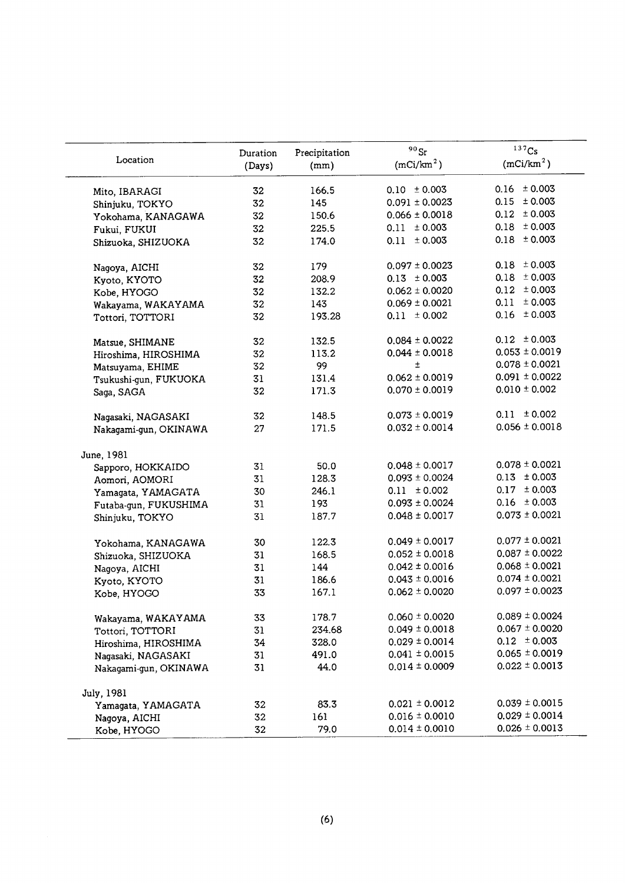| Location | Duration (Days) | Precipitation (mm) | $^{90}Sr$ (mCi/km$^2$) | $^{137}Cs$ (mCi/km$^2$) |
|---|---|---|---|---|
| Mito, IBARAGI | 32 | 166.5 | 0.10 ± 0.003 | 0.16 ± 0.003 |
| Shinjuku, TOKYO | 32 | 145 | 0.091 ± 0.0023 | 0.15 ± 0.003 |
| Yokohama, KANAGAWA | 32 | 150.6 | 0.066 ± 0.0018 | 0.12 ± 0.003 |
| Fukui, FUKUI | 32 | 225.5 | 0.11 ± 0.003 | 0.18 ± 0.003 |
| Shizuoka, SHIZUOKA | 32 | 174.0 | 0.11 ± 0.003 | 0.18 ± 0.003 |
| Nagoya, AICHI | 32 | 179 | 0.097 ± 0.0023 | 0.18 ± 0.003 |
| Kyoto, KYOTO | 32 | 208.9 | 0.13 ± 0.003 | 0.18 ± 0.003 |
| Kobe, HYOGO | 32 | 132.2 | 0.062 ± 0.0020 | 0.12 ± 0.003 |
| Wakayama, WAKAYAMA | 32 | 143 | 0.069 ± 0.0021 | 0.11 ± 0.003 |
| Tottori, TOTTORI | 32 | 193.28 | 0.11 ± 0.002 | 0.16 ± 0.003 |
| Matsue, SHIMANE | 32 | 132.5 | 0.084 ± 0.0022 | 0.12 ± 0.003 |
| Hiroshima, HIROSHIMA | 32 | 113.2 | 0.044 ± 0.0018 | 0.053 ± 0.0019 |
| Matsuyama, EHIME | 32 | 99 | ± | 0.078 ± 0.0021 |
| Tsukushi-gun, FUKUOKA | 31 | 131.4 | 0.062 ± 0.0019 | 0.091 ± 0.0022 |
| Saga, SAGA | 32 | 171.3 | 0.070 ± 0.0019 | 0.010 ± 0.002 |
| Nagasaki, NAGASAKI | 32 | 148.5 | 0.073 ± 0.0019 | 0.11 ± 0.002 |
| Nakagami-gun, OKINAWA | 27 | 171.5 | 0.032 ± 0.0014 | 0.056 ± 0.0018 |
| June, 1981 | | | | |
| Sapporo, HOKKAIDO | 31 | 50.0 | 0.048 ± 0.0017 | 0.078 ± 0.0021 |
| Aomori, AOMORI | 31 | 128.3 | 0.093 ± 0.0024 | 0.13 ± 0.003 |
| Yamagata, YAMAGATA | 30 | 246.1 | 0.11 ± 0.002 | 0.17 ± 0.003 |
| Futaba-gun, FUKUSHIMA | 31 | 193 | 0.093 ± 0.0024 | 0.16 ± 0.003 |
| Shinjuku, TOKYO | 31 | 187.7 | 0.048 ± 0.0017 | 0.073 ± 0.0021 |
| Yokohama, KANAGAWA | 30 | 122.3 | 0.049 ± 0.0017 | 0.077 ± 0.0021 |
| Shizuoka, SHIZUOKA | 31 | 168.5 | 0.052 ± 0.0018 | 0.087 ± 0.0022 |
| Nagoya, AICHI | 31 | 144 | 0.042 ± 0.0016 | 0.068 ± 0.0021 |
| Kyoto, KYOTO | 31 | 186.6 | 0.043 ± 0.0016 | 0.074 ± 0.0021 |
| Kobe, HYOGO | 33 | 167.1 | 0.062 ± 0.0020 | 0.097 ± 0.0023 |
| Wakayama, WAKAYAMA | 33 | 178.7 | 0.060 ± 0.0020 | 0.089 ± 0.0024 |
| Tottori, TOTTORI | 31 | 234.68 | 0.049 ± 0.0018 | 0.067 ± 0.0020 |
| Hiroshima, HIROSHIMA | 34 | 328.0 | 0.029 ± 0.0014 | 0.12 ± 0.003 |
| Nagasaki, NAGASAKI | 31 | 491.0 | 0.041 ± 0.0015 | 0.065 ± 0.0019 |
| Nakagami-gun, OKINAWA | 31 | 44.0 | 0.014 ± 0.0009 | 0.022 ± 0.0013 |
| July, 1981 | | | | |
| Yamagata, YAMAGATA | 32 | 83.3 | 0.021 ± 0.0012 | 0.039 ± 0.0015 |
| Nagoya, AICHI | 32 | 161 | 0.016 ± 0.0010 | 0.029 ± 0.0014 |
| Kobe, HYOGO | 32 | 79.0 | 0.014 ± 0.0010 | 0.026 ± 0.0013 |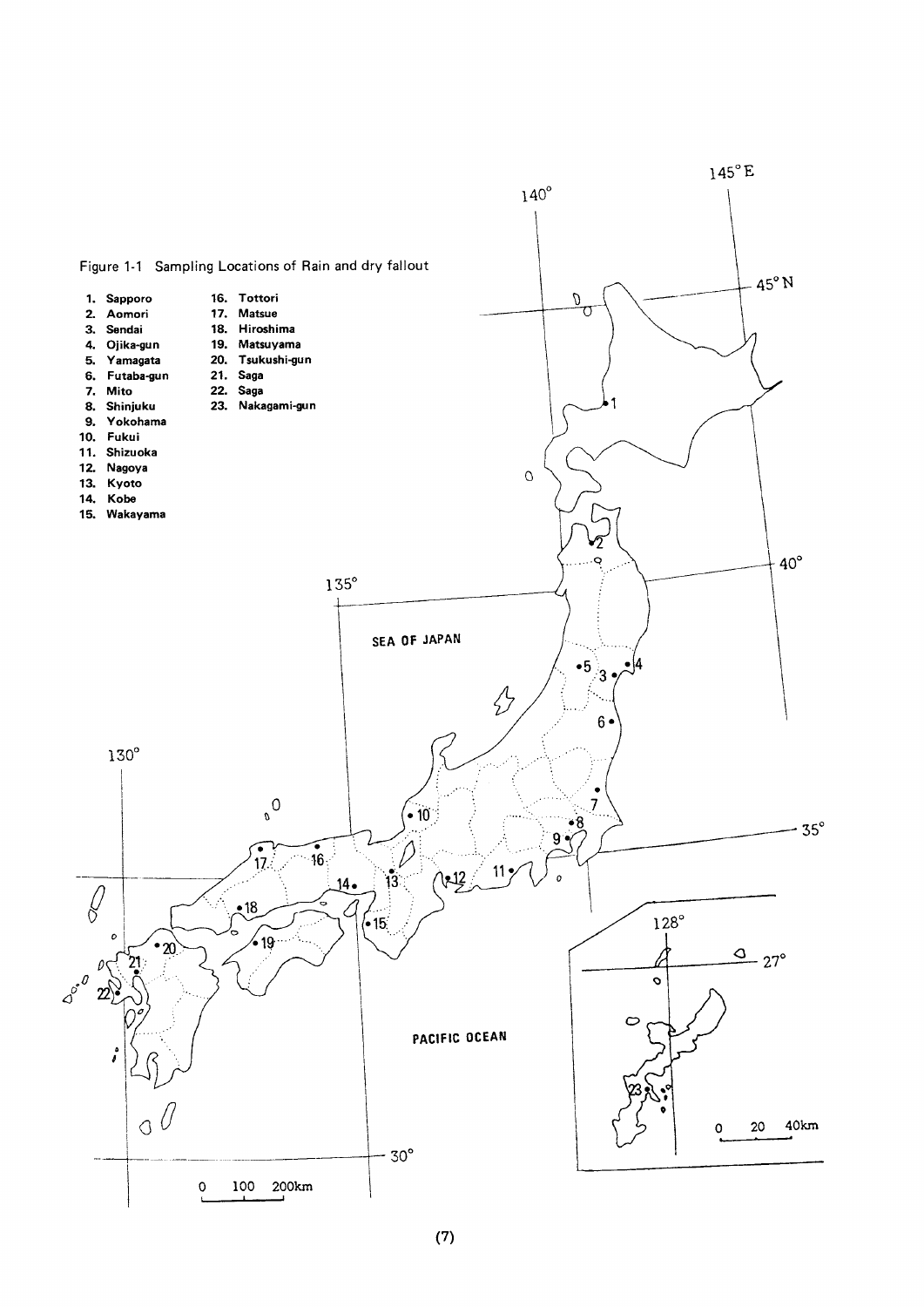Figure 1-1 Sampling Locations of Rain and dry fallout

1. Sapporo
2. Aomori
3. Sendai
4. Ojika-gun
5. Yamagata
6. Futaba-gun
7. Mito
8. Shinjuku
9. Yokohama
10. Fukui
11. Shizuoka
12. Nagoya
13. Kyoto
14. Kobe
15. Wakayama
16. Tottori
17. Matsue
18. Hiroshima
19. Matsuyama
20. Tsukushi-gun
21. Saga
22. Saga
23. Nakagami-gun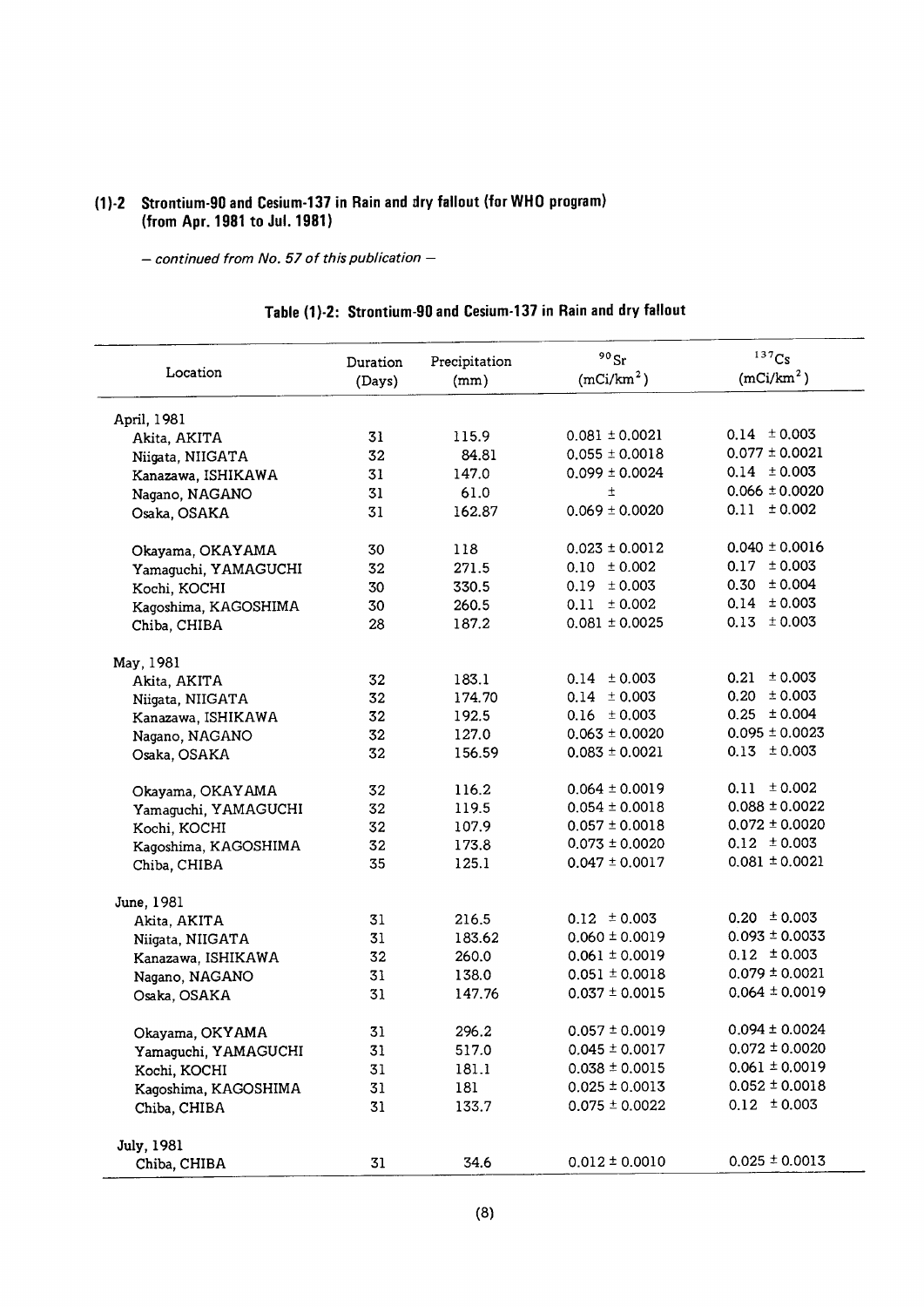### (1)-2 Strontium-90 and Cesium-137 in Rain and dry fallout (for WHO program) (from Apr. 1981 to Jul. 1981)

*– continued from No. 57 of this publication –*

**Table (1)-2: Strontium-90 and Cesium-137 in Rain and dry fallout**

| Location | Duration (Days) | Precipitation (mm) | $^{90}Sr$ ($mCi/km^2$) | $^{137}Cs$ ($mCi/km^2$) |
|---|---|---|---|---|
| April, 1981 | | | | |
| Akita, AKITA | 31 | 115.9 | 0.081 ± 0.0021 | 0.14 ± 0.003 |
| Niigata, NIIGATA | 32 | 84.81 | 0.055 ± 0.0018 | 0.077 ± 0.0021 |
| Kanazawa, ISHIKAWA | 31 | 147.0 | 0.099 ± 0.0024 | 0.14 ± 0.003 |
| Nagano, NAGANO | 31 | 61.0 | ± | 0.066 ± 0.0020 |
| Osaka, OSAKA | 31 | 162.87 | 0.069 ± 0.0020 | 0.11 ± 0.002 |
| Okayama, OKAYAMA | 30 | 118 | 0.023 ± 0.0012 | 0.040 ± 0.0016 |
| Yamaguchi, YAMAGUCHI | 32 | 271.5 | 0.10 ± 0.002 | 0.17 ± 0.003 |
| Kochi, KOCHI | 30 | 330.5 | 0.19 ± 0.003 | 0.30 ± 0.004 |
| Kagoshima, KAGOSHIMA | 30 | 260.5 | 0.11 ± 0.002 | 0.14 ± 0.003 |
| Chiba, CHIBA | 28 | 187.2 | 0.081 ± 0.0025 | 0.13 ± 0.003 |
| May, 1981 | | | | |
| Akita, AKITA | 32 | 183.1 | 0.14 ± 0.003 | 0.21 ± 0.003 |
| Niigata, NIIGATA | 32 | 174.70 | 0.14 ± 0.003 | 0.20 ± 0.003 |
| Kanazawa, ISHIKAWA | 32 | 192.5 | 0.16 ± 0.003 | 0.25 ± 0.004 |
| Nagano, NAGANO | 32 | 127.0 | 0.063 ± 0.0020 | 0.095 ± 0.0023 |
| Osaka, OSAKA | 32 | 156.59 | 0.083 ± 0.0021 | 0.13 ± 0.003 |
| Okayama, OKAYAMA | 32 | 116.2 | 0.064 ± 0.0019 | 0.11 ± 0.002 |
| Yamaguchi, YAMAGUCHI | 32 | 119.5 | 0.054 ± 0.0018 | 0.088 ± 0.0022 |
| Kochi, KOCHI | 32 | 107.9 | 0.057 ± 0.0018 | 0.072 ± 0.0020 |
| Kagoshima, KAGOSHIMA | 32 | 173.8 | 0.073 ± 0.0020 | 0.12 ± 0.003 |
| Chiba, CHIBA | 35 | 125.1 | 0.047 ± 0.0017 | 0.081 ± 0.0021 |
| June, 1981 | | | | |
| Akita, AKITA | 31 | 216.5 | 0.12 ± 0.003 | 0.20 ± 0.003 |
| Niigata, NIIGATA | 31 | 183.62 | 0.060 ± 0.0019 | 0.093 ± 0.0033 |
| Kanazawa, ISHIKAWA | 32 | 260.0 | 0.061 ± 0.0019 | 0.12 ± 0.003 |
| Nagano, NAGANO | 31 | 138.0 | 0.051 ± 0.0018 | 0.079 ± 0.0021 |
| Osaka, OSAKA | 31 | 147.76 | 0.037 ± 0.0015 | 0.064 ± 0.0019 |
| Okayama, OKYAMA | 31 | 296.2 | 0.057 ± 0.0019 | 0.094 ± 0.0024 |
| Yamaguchi, YAMAGUCHI | 31 | 517.0 | 0.045 ± 0.0017 | 0.072 ± 0.0020 |
| Kochi, KOCHI | 31 | 181.1 | 0.038 ± 0.0015 | 0.061 ± 0.0019 |
| Kagoshima, KAGOSHIMA | 31 | 181 | 0.025 ± 0.0013 | 0.052 ± 0.0018 |
| Chiba, CHIBA | 31 | 133.7 | 0.075 ± 0.0022 | 0.12 ± 0.003 |
| July, 1981 | | | | |
| Chiba, CHIBA | 31 | 34.6 | 0.012 ± 0.0010 | 0.025 ± 0.0013 |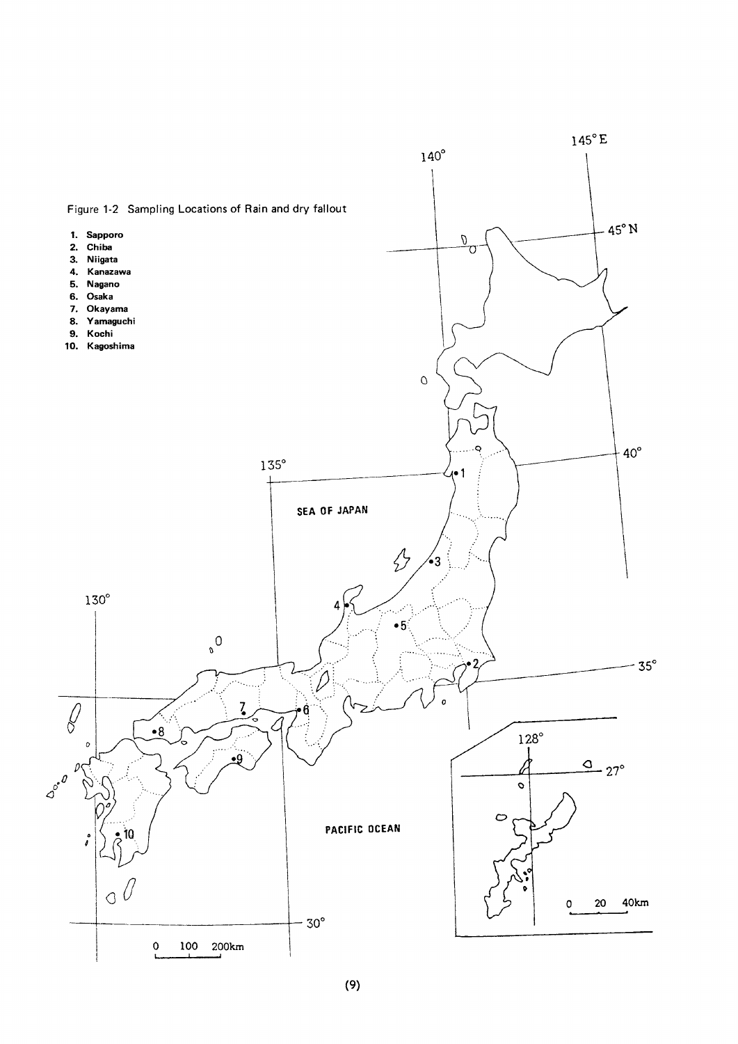Figure 1-2 Sampling Locations of Rain and dry fallout

1. Sapporo
2. Chiba
3. Niigata
4. Kanazawa
5. Nagano
6. Osaka
7. Okayama
8. Yamaguchi
9. Kochi
10. Kagoshima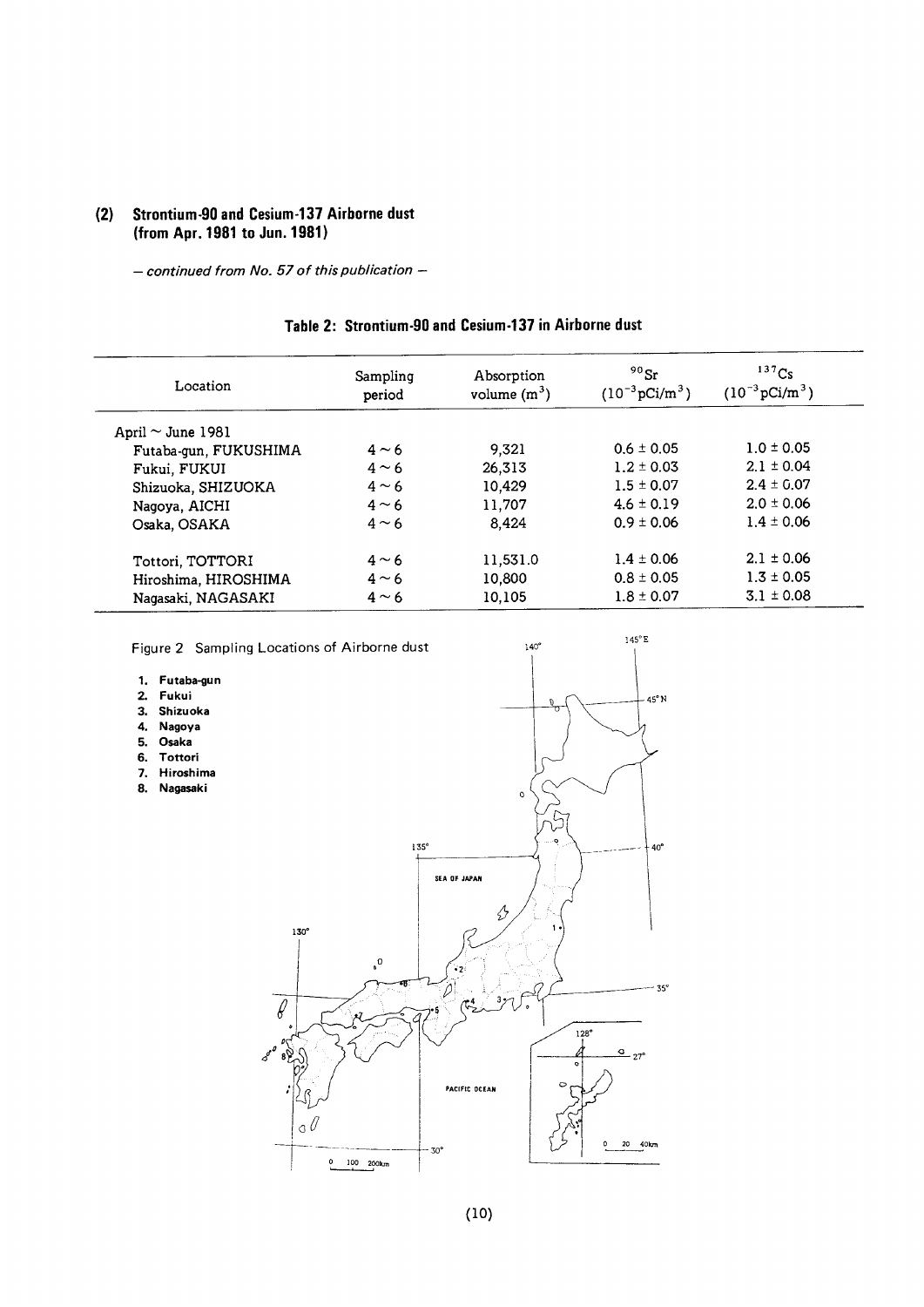### (2) Strontium-90 and Cesium-137 Airborne dust (from Apr. 1981 to Jun. 1981)

*— continued from No. 57 of this publication —*

**Table 2: Strontium-90 and Cesium-137 in Airborne dust**

| Location | Sampling period | Absorption volume ($m^3$) | $^{90}Sr$ ($10^{-3}pCi/m^3$) | $^{137}Cs$ ($10^{-3}pCi/m^3$) |
|---|---|---|---|---|
| April ~ June 1981 | | | | |
| Futaba-gun, FUKUSHIMA | 4 ~ 6 | 9,321 | 0.6 ± 0.05 | 1.0 ± 0.05 |
| Fukui, FUKUI | 4 ~ 6 | 26,313 | 1.2 ± 0.03 | 2.1 ± 0.04 |
| Shizuoka, SHIZUOKA | 4 ~ 6 | 10,429 | 1.5 ± 0.07 | 2.4 ± 0.07 |
| Nagoya, AICHI | 4 ~ 6 | 11,707 | 4.6 ± 0.19 | 2.0 ± 0.06 |
| Osaka, OSAKA | 4 ~ 6 | 8,424 | 0.9 ± 0.06 | 1.4 ± 0.06 |
| Tottori, TOTTORI | 4 ~ 6 | 11,531.0 | 1.4 ± 0.06 | 2.1 ± 0.06 |
| Hiroshima, HIROSHIMA | 4 ~ 6 | 10,800 | 0.8 ± 0.05 | 1.3 ± 0.05 |
| Nagasaki, NAGASAKI | 4 ~ 6 | 10,105 | 1.8 ± 0.07 | 3.1 ± 0.08 |

Figure 2 Sampling Locations of Airborne dust

1. **Futaba-gun**
2. **Fukui**
3. **Shizuoka**
4. **Nagoya**
5. **Osaka**
6. **Tottori**
7. **Hiroshima**
8. **Nagasaki**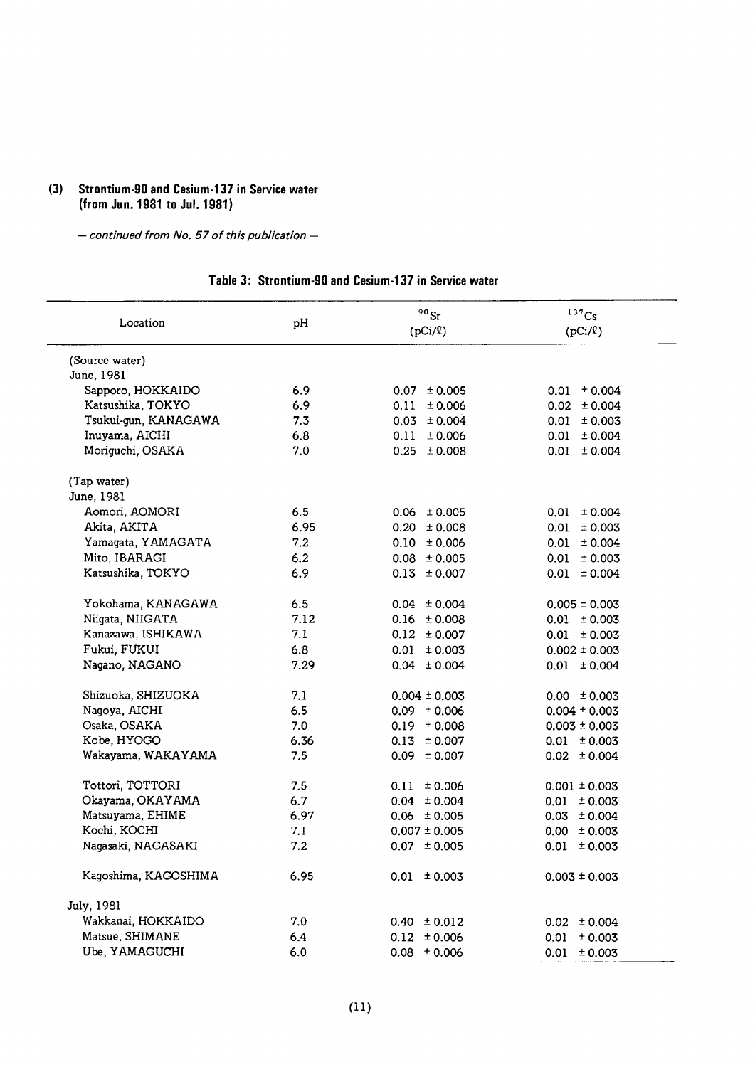### (3) Strontium-90 and Cesium-137 in Service water (from Jun. 1981 to Jul. 1981)

*— continued from No. 57 of this publication —*

**Table 3: Strontium-90 and Cesium-137 in Service water**

| Location | pH | $^{90}Sr$ (pCi/ℓ) | $^{137}Cs$ (pCi/ℓ) |
|---|---|---|---|
| (Source water) | | | |
| June, 1981 | | | |
| Sapporo, HOKKAIDO | 6.9 | 0.07 ± 0.005 | 0.01 ± 0.004 |
| Katsushika, TOKYO | 6.9 | 0.11 ± 0.006 | 0.02 ± 0.004 |
| Tsukui-gun, KANAGAWA | 7.3 | 0.03 ± 0.004 | 0.01 ± 0.003 |
| Inuyama, AICHI | 6.8 | 0.11 ± 0.006 | 0.01 ± 0.004 |
| Moriguchi, OSAKA | 7.0 | 0.25 ± 0.008 | 0.01 ± 0.004 |
| (Tap water) | | | |
| June, 1981 | | | |
| Aomori, AOMORI | 6.5 | 0.06 ± 0.005 | 0.01 ± 0.004 |
| Akita, AKITA | 6.95 | 0.20 ± 0.008 | 0.01 ± 0.003 |
| Yamagata, YAMAGATA | 7.2 | 0.10 ± 0.006 | 0.01 ± 0.004 |
| Mito, IBARAGI | 6.2 | 0.08 ± 0.005 | 0.01 ± 0.003 |
| Katsushika, TOKYO | 6.9 | 0.13 ± 0.007 | 0.01 ± 0.004 |
| Yokohama, KANAGAWA | 6.5 | 0.04 ± 0.004 | 0.005 ± 0.003 |
| Niigata, NIIGATA | 7.12 | 0.16 ± 0.008 | 0.01 ± 0.003 |
| Kanazawa, ISHIKAWA | 7.1 | 0.12 ± 0.007 | 0.01 ± 0.003 |
| Fukui, FUKUI | 6.8 | 0.01 ± 0.003 | 0.002 ± 0.003 |
| Nagano, NAGANO | 7.29 | 0.04 ± 0.004 | 0.01 ± 0.004 |
| Shizuoka, SHIZUOKA | 7.1 | 0.004 ± 0.003 | 0.00 ± 0.003 |
| Nagoya, AICHI | 6.5 | 0.09 ± 0.006 | 0.004 ± 0.003 |
| Osaka, OSAKA | 7.0 | 0.19 ± 0.008 | 0.003 ± 0.003 |
| Kobe, HYOGO | 6.36 | 0.13 ± 0.007 | 0.01 ± 0.003 |
| Wakayama, WAKAYAMA | 7.5 | 0.09 ± 0.007 | 0.02 ± 0.004 |
| Tottori, TOTTORI | 7.5 | 0.11 ± 0.006 | 0.001 ± 0.003 |
| Okayama, OKAYAMA | 6.7 | 0.04 ± 0.004 | 0.01 ± 0.003 |
| Matsuyama, EHIME | 6.97 | 0.06 ± 0.005 | 0.03 ± 0.004 |
| Kochi, KOCHI | 7.1 | 0.007 ± 0.005 | 0.00 ± 0.003 |
| Nagasaki, NAGASAKI | 7.2 | 0.07 ± 0.005 | 0.01 ± 0.003 |
| Kagoshima, KAGOSHIMA | 6.95 | 0.01 ± 0.003 | 0.003 ± 0.003 |
| July, 1981 | | | |
| Wakkanai, HOKKAIDO | 7.0 | 0.40 ± 0.012 | 0.02 ± 0.004 |
| Matsue, SHIMANE | 6.4 | 0.12 ± 0.006 | 0.01 ± 0.003 |
| Ube, YAMAGUCHI | 6.0 | 0.08 ± 0.006 | 0.01 ± 0.003 |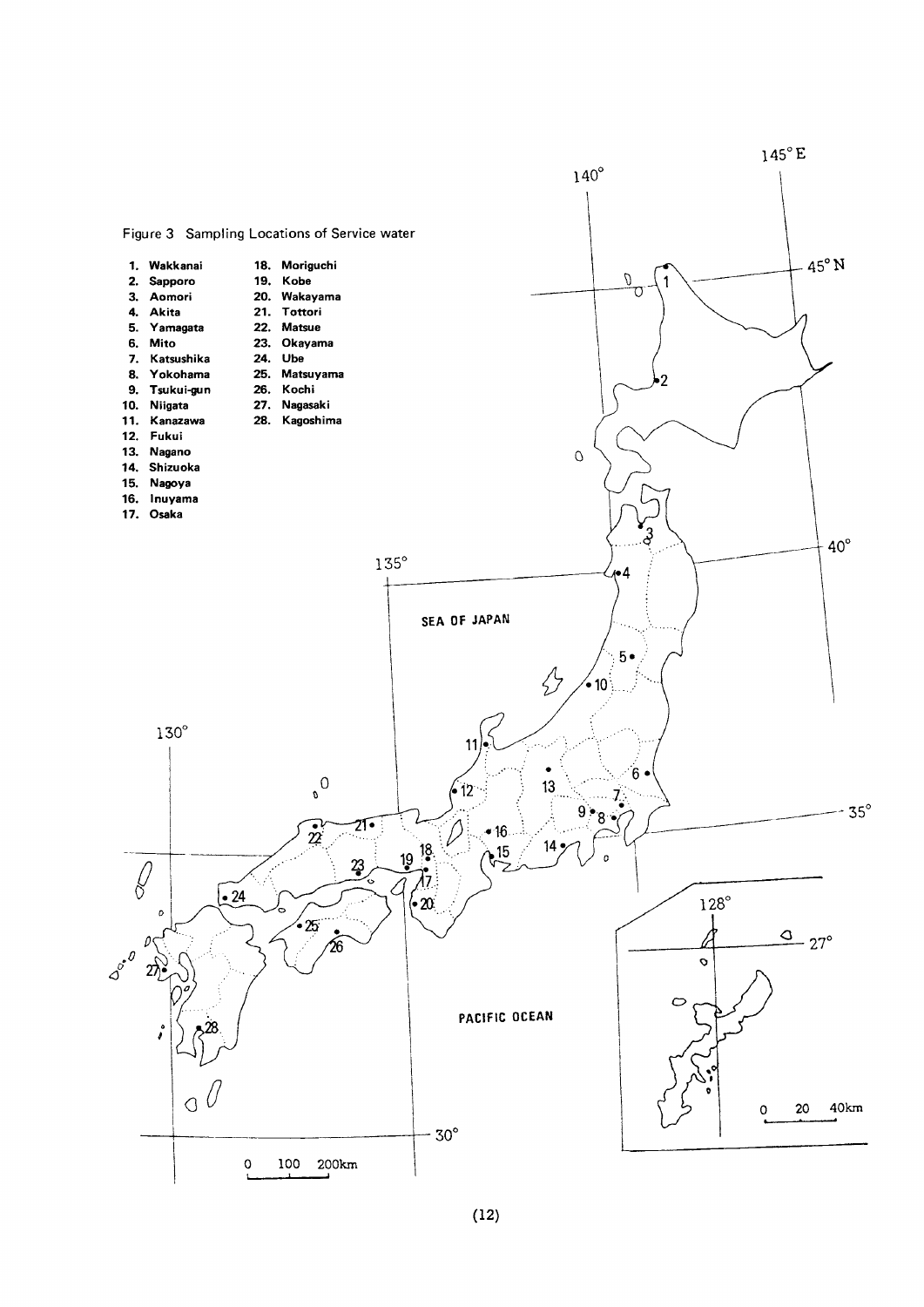Figure 3 Sampling Locations of Service water

1. Wakkanai
2. Sapporo
3. Aomori
4. Akita
5. Yamagata
6. Mito
7. Katsushika
8. Yokohama
9. Tsukui-gun
10. Niigata
11. Kanazawa
12. Fukui
13. Nagano
14. Shizuoka
15. Nagoya
16. Inuyama
17. Osaka
18. Moriguchi
19. Kobe
20. Wakayama
21. Tottori
22. Matsue
23. Okayama
24. Ube
25. Matsuyama
26. Kochi
27. Nagasaki
28. Kagoshima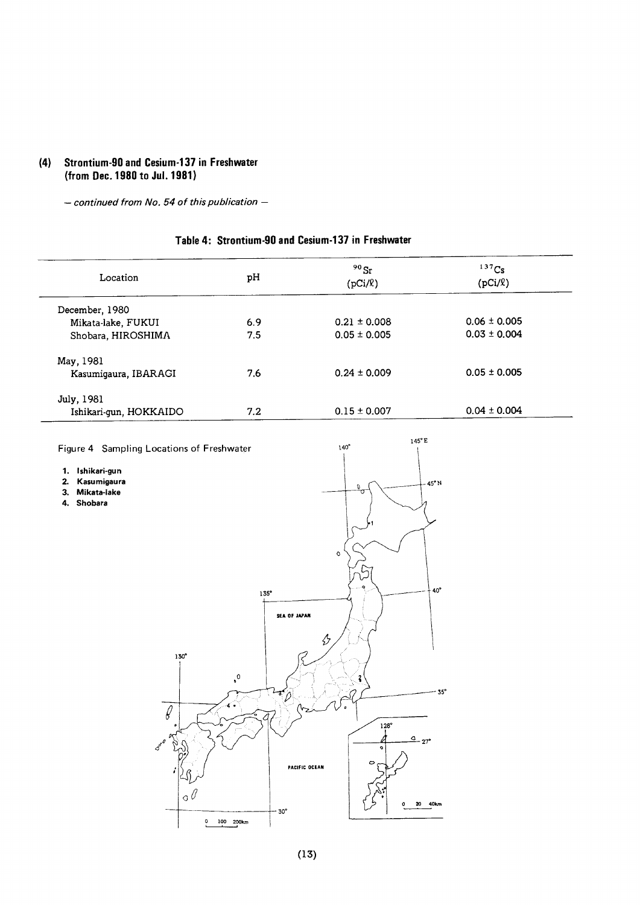## (4) Strontium-90 and Cesium-137 in Freshwater (from Dec. 1980 to Jul. 1981)

*– continued from No. 54 of this publication –*

### Table 4: Strontium-90 and Cesium-137 in Freshwater

| Location | pH | $^{90}Sr$ (pCi/ℓ) | $^{137}Cs$ (pCi/ℓ) |
|---|---|---|---|
| December, 1980 | | | |
| Mikata-lake, FUKUI | 6.9 | 0.21 ± 0.008 | 0.06 ± 0.005 |
| Shobara, HIROSHIMA | 7.5 | 0.05 ± 0.005 | 0.03 ± 0.004 |
| May, 1981 | | | |
| Kasumigaura, IBARAGI | 7.6 | 0.24 ± 0.009 | 0.05 ± 0.005 |
| July, 1981 | | | |
| Ishikari-gun, HOKKAIDO | 7.2 | 0.15 ± 0.007 | 0.04 ± 0.004 |

Figure 4 Sampling Locations of Freshwater

1. **Ishikari-gun**
2. **Kasumigaura**
3. **Mikata-lake**
4. **Shobara**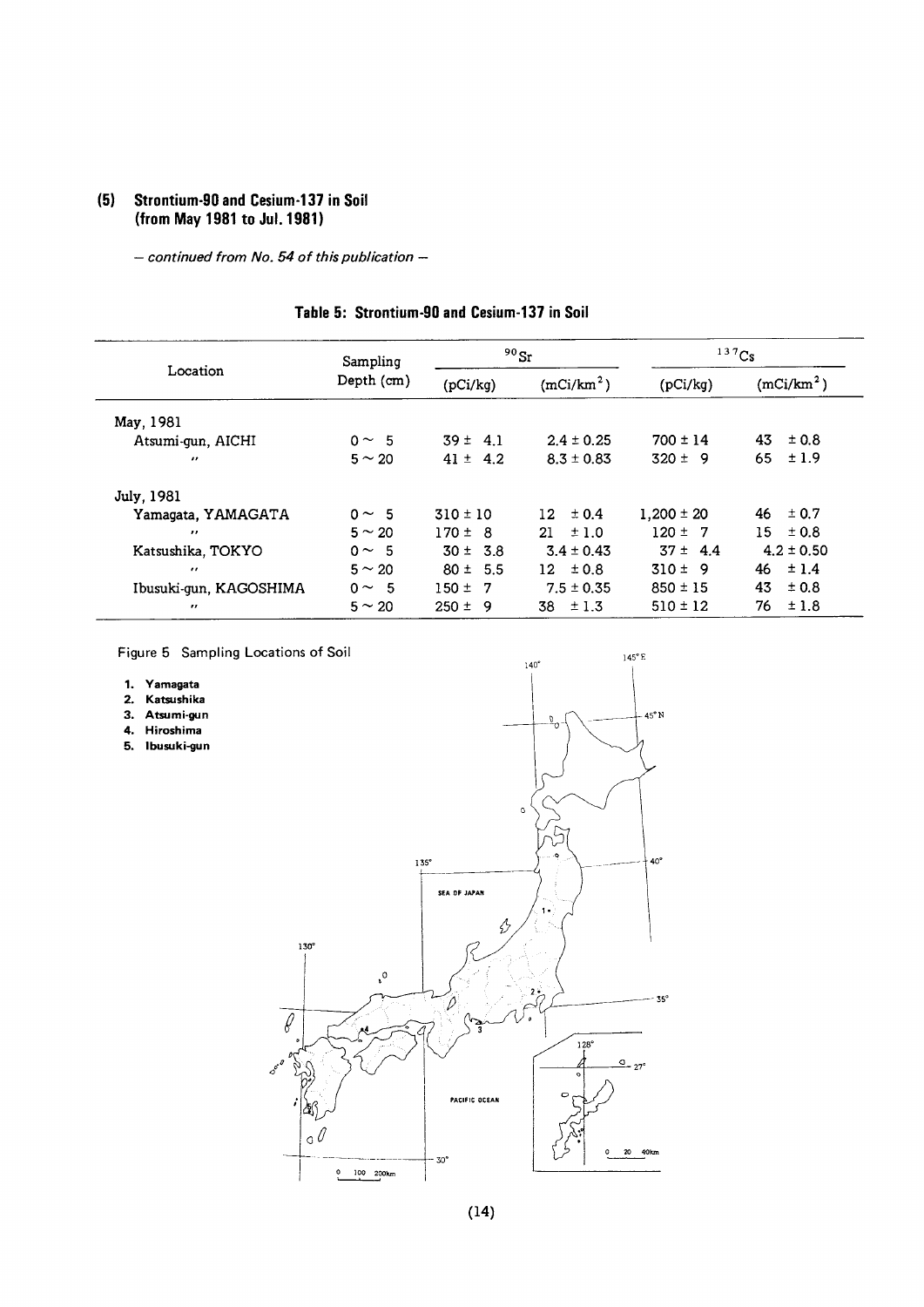## (5) Strontium-90 and Cesium-137 in Soil (from May 1981 to Jul. 1981)

*– continued from No. 54 of this publication –*

### Table 5: Strontium-90 and Cesium-137 in Soil

| Location | Sampling Depth (cm) | $^{90}Sr$ | | $^{137}Cs$ | |
|---|---|---|---|---|---|
| | | (pCi/kg) | ($mCi/km^2$) | (pCi/kg) | ($mCi/km^2$) |
| May, 1981 | | | | | |
| Atsumi-gun, AICHI | 0 ~ 5 | 39 ± 4.1 | 2.4 ± 0.25 | 700 ± 14 | 43 ± 0.8 |
| " | 5 ~ 20 | 41 ± 4.2 | 8.3 ± 0.83 | 320 ± 9 | 65 ± 1.9 |
| July, 1981 | | | | | |
| Yamagata, YAMAGATA | 0 ~ 5 | 310 ± 10 | 12 ± 0.4 | 1,200 ± 20 | 46 ± 0.7 |
| " | 5 ~ 20 | 170 ± 8 | 21 ± 1.0 | 120 ± 7 | 15 ± 0.8 |
| Katsushika, TOKYO | 0 ~ 5 | 30 ± 3.8 | 3.4 ± 0.43 | 37 ± 4.4 | 4.2 ± 0.50 |
| " | 5 ~ 20 | 80 ± 5.5 | 12 ± 0.8 | 310 ± 9 | 46 ± 1.4 |
| Ibusuki-gun, KAGOSHIMA | 0 ~ 5 | 150 ± 7 | 7.5 ± 0.35 | 850 ± 15 | 43 ± 0.8 |
| " | 5 ~ 20 | 250 ± 9 | 38 ± 1.3 | 510 ± 12 | 76 ± 1.8 |

Figure 5 Sampling Locations of Soil

1. Yamagata
2. Katsushika
3. Atsumi-gun
4. Hiroshima
5. Ibusuki-gun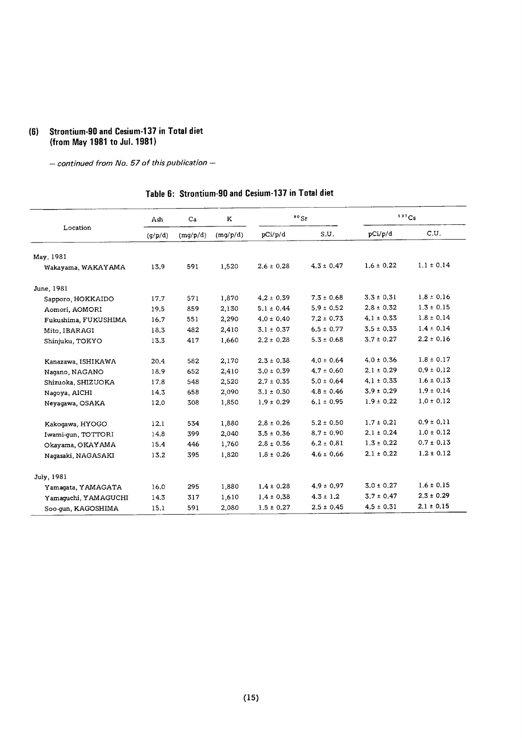## (6) Strontium-90 and Cesium-137 in Total diet (from May 1981 to Jul. 1981)

*— continued from No. 57 of this publication —*

### Table 6: Strontium-90 and Cesium-137 in Total diet

| Location | Ash | Ca | K | $^{90}Sr$ | | $^{137}Cs$ | |
|---|---|---|---|---|---|---|---|
| | (g/p/d) | (mg/p/d) | (mg/p/d) | pCi/p/d | S.U. | pCi/p/d | C.U. |
| **May, 1981** | | | | | | | |
| Wakayama, WAKAYAMA | 13.9 | 591 | 1,520 | 2.6 ± 0.28 | 4.3 ± 0.47 | 1.6 ± 0.22 | 1.1 ± 0.14 |
| **June, 1981** | | | | | | | |
| Sapporo, HOKKAIDO | 17.7 | 571 | 1,870 | 4.2 ± 0.39 | 7.3 ± 0.68 | 3.3 ± 0.31 | 1.8 ± 0.16 |
| Aomori, AOMORI | 19.5 | 859 | 2,130 | 5.1 ± 0.44 | 5.9 ± 0.52 | 2.8 ± 0.32 | 1.3 ± 0.15 |
| Fukushima, FUKUSHIMA | 16.7 | 551 | 2,290 | 4.0 ± 0.40 | 7.2 ± 0.73 | 4.1 ± 0.33 | 1.8 ± 0.14 |
| Mito, IBARAGI | 18.3 | 482 | 2,410 | 3.1 ± 0.37 | 6.5 ± 0.77 | 3.5 ± 0.33 | 1.4 ± 0.14 |
| Shinjuku, TOKYO | 13.3 | 417 | 1,660 | 2.2 ± 0.28 | 5.3 ± 0.68 | 3.7 ± 0.27 | 2.2 ± 0.16 |
| Kanazawa, ISHIKAWA | 20.4 | 582 | 2,170 | 2.3 ± 0.38 | 4.0 ± 0.64 | 4.0 ± 0.36 | 1.8 ± 0.17 |
| Nagano, NAGANO | 18.9 | 652 | 2,410 | 3.0 ± 0.39 | 4.7 ± 0.60 | 2.1 ± 0.29 | 0.9 ± 0.12 |
| Shizuoka, SHIZUOKA | 17.8 | 548 | 2,520 | 2.7 ± 0.35 | 5.0 ± 0.64 | 4.1 ± 0.33 | 1.6 ± 0.13 |
| Nagoya, AICHI | 14.3 | 658 | 2,090 | 3.1 ± 0.30 | 4.8 ± 0.46 | 3.9 ± 0.29 | 1.9 ± 0.14 |
| Neyagawa, OSAKA | 12.0 | 308 | 1,850 | 1.9 ± 0.29 | 6.1 ± 0.95 | 1.9 ± 0.22 | 1.0 ± 0.12 |
| Kakogawa, HYOGO | 12.1 | 534 | 1,880 | 2.8 ± 0.26 | 5.2 ± 0.50 | 1.7 ± 0.21 | 0.9 ± 0.11 |
| Iwami-gun, TOTTORI | 14.8 | 399 | 2,040 | 3.5 ± 0.36 | 8.7 ± 0.90 | 2.1 ± 0.24 | 1.0 ± 0.12 |
| Okayama, OKAYAMA | 15.4 | 446 | 1,760 | 2.8 ± 0.36 | 6.2 ± 0.81 | 1.3 ± 0.22 | 0.7 ± 0.13 |
| Nagasaki, NAGASAKI | 13.2 | 395 | 1,820 | 1.8 ± 0.26 | 4.6 ± 0.66 | 2.1 ± 0.22 | 1.2 ± 0.12 |
| **July, 1981** | | | | | | | |
| Yamagata, YAMAGATA | 16.0 | 295 | 1,880 | 1.4 ± 0.28 | 4.9 ± 0.97 | 3.0 ± 0.27 | 1.6 ± 0.15 |
| Yamaguchi, YAMAGUCHI | 14.3 | 317 | 1,610 | 1.4 ± 0.38 | 4.3 ± 1.2 | 3.7 ± 0.47 | 2.3 ± 0.29 |
| Soo-gun, KAGOSHIMA | 15.1 | 591 | 2,080 | 1.5 ± 0.27 | 2.5 ± 0.45 | 4.5 ± 0.31 | 2.1 ± 0.15 |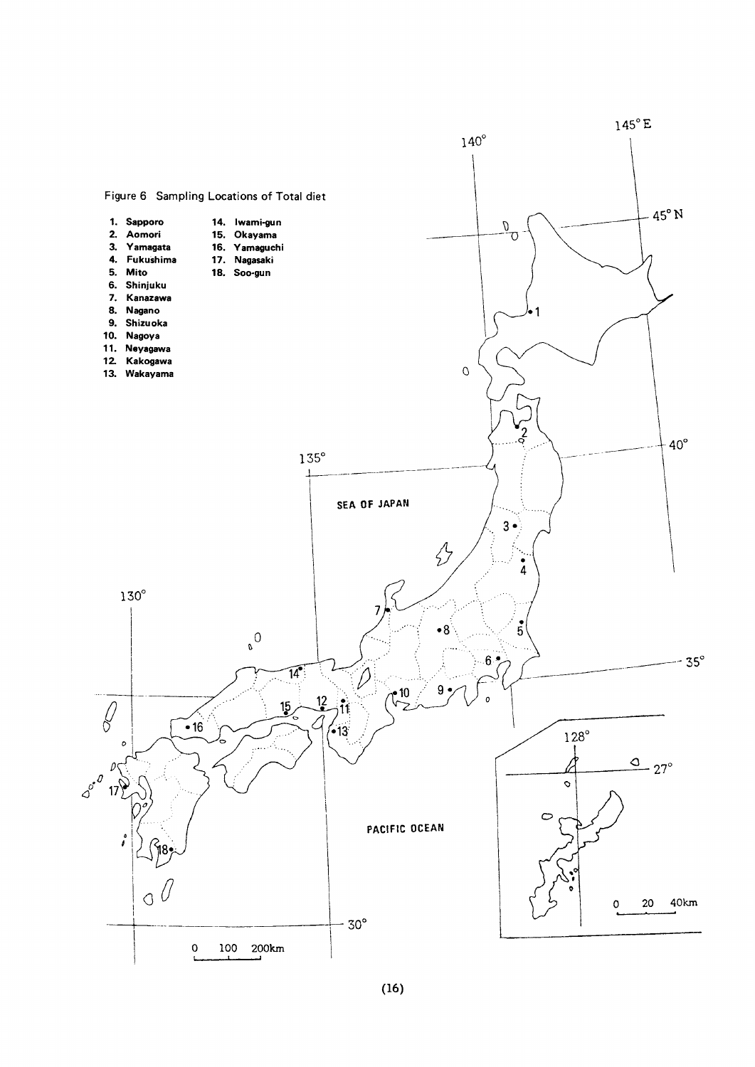Figure 6 Sampling Locations of Total diet

1. Sapporo
2. Aomori
3. Yamagata
4. Fukushima
5. Mito
6. Shinjuku
7. Kanazawa
8. Nagano
9. Shizuoka
10. Nagoya
11. Neyagawa
12. Kakogawa
13. Wakayama
14. Iwami-gun
15. Okayama
16. Yamaguchi
17. Nagasaki
18. Soo-gun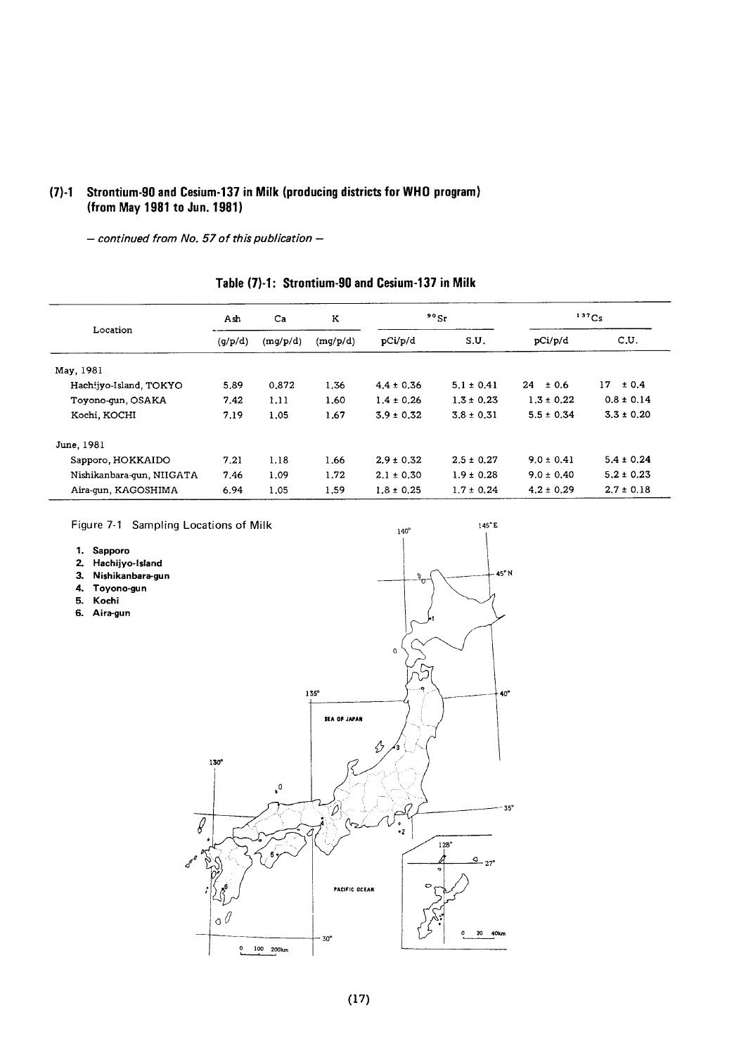## (7)-1 Strontium-90 and Cesium-137 in Milk (producing districts for WHO program) (from May 1981 to Jun. 1981)

*– continued from No. 57 of this publication –*

### Table (7)-1: Strontium-90 and Cesium-137 in Milk

| Location | Ash | Ca | K | $^{90}Sr$ | | $^{137}Cs$ | |
|---|---|---|---|---|---|---|---|
| | (g/p/d) | (mg/p/d) | (mg/p/d) | pCi/p/d | S.U. | pCi/p/d | C.U. |
| May, 1981 | | | | | | | |
| Hachijyo-Island, TOKYO | 5.89 | 0.872 | 1.36 | 4.4 ± 0.36 | 5.1 ± 0.41 | 24 ± 0.6 | 17 ± 0.4 |
| Toyono-gun, OSAKA | 7.42 | 1.11 | 1.60 | 1.4 ± 0.26 | 1.3 ± 0.23 | 1.3 ± 0.22 | 0.8 ± 0.14 |
| Kochi, KOCHI | 7.19 | 1.05 | 1.67 | 3.9 ± 0.32 | 3.8 ± 0.31 | 5.5 ± 0.34 | 3.3 ± 0.20 |
| June, 1981 | | | | | | | |
| Sapporo, HOKKAIDO | 7.21 | 1.18 | 1.66 | 2.9 ± 0.32 | 2.5 ± 0.27 | 9.0 ± 0.41 | 5.4 ± 0.24 |
| Nishikanbara-gun, NIIGATA | 7.46 | 1.09 | 1.72 | 2.1 ± 0.30 | 1.9 ± 0.28 | 9.0 ± 0.40 | 5.2 ± 0.23 |
| Aira-gun, KAGOSHIMA | 6.94 | 1.05 | 1.59 | 1.8 ± 0.25 | 1.7 ± 0.24 | 4.2 ± 0.29 | 2.7 ± 0.18 |

Figure 7-1 Sampling Locations of Milk

1. Sapporo
2. Hachijyo-Island
3. Nishikanbara-gun
4. Toyono-gun
5. Kochi
6. Aira-gun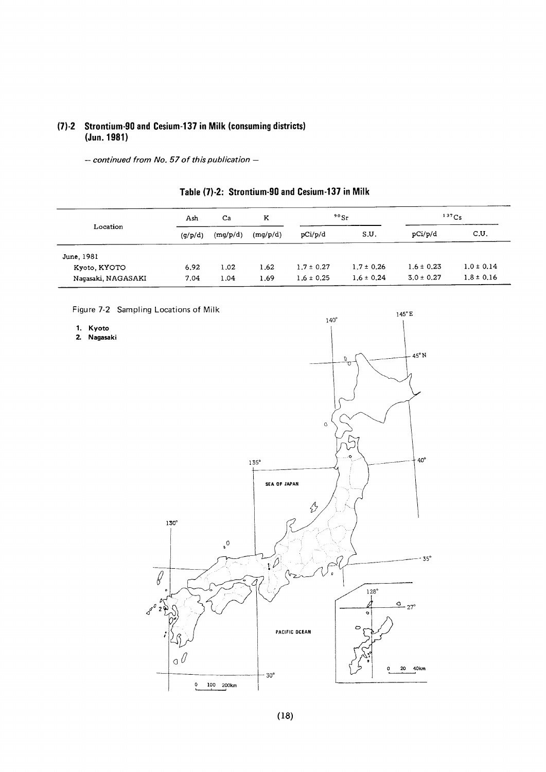## (7)-2 Strontium-90 and Cesium-137 in Milk (consuming districts) (Jun. 1981)

*— continued from No. 57 of this publication —*

### Table (7)-2: Strontium-90 and Cesium-137 in Milk

| Location | Ash | Ca | K | $^{90}Sr$ | | $^{137}Cs$ | |
|---|---|---|---|---|---|---|---|
| | (g/p/d) | (mg/p/d) | (mg/p/d) | pCi/p/d | S.U. | pCi/p/d | C.U. |
| June, 1981 | | | | | | | |
| Kyoto, KYOTO | 6.92 | 1.02 | 1.62 | 1.7 ± 0.27 | 1.7 ± 0.26 | 1.6 ± 0.23 | 1.0 ± 0.14 |
| Nagasaki, NAGASAKI | 7.04 | 1.04 | 1.69 | 1.6 ± 0.25 | 1.6 ± 0.24 | 3.0 ± 0.27 | 1.8 ± 0.16 |

Figure 7-2 Sampling Locations of Milk

1. Kyoto
2. Nagasaki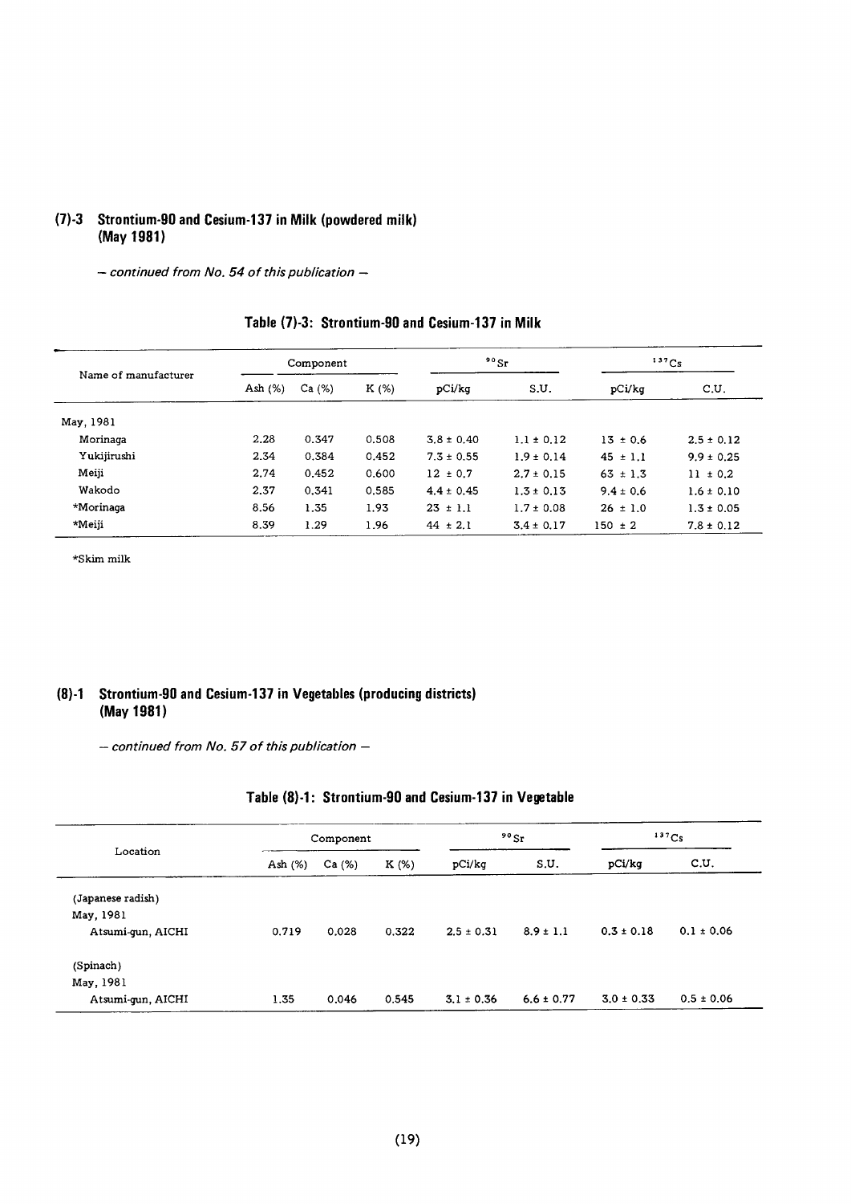## (7)-3 Strontium-90 and Cesium-137 in Milk (powdered milk) (May 1981)

*– continued from No. 54 of this publication –*

### Table (7)-3: Strontium-90 and Cesium-137 in Milk

| Name of manufacturer | Component | | | $^{90}Sr$ | | $^{137}Cs$ | |
|---|---|---|---|---|---|---|---|
| | Ash (%) | Ca (%) | K (%) | pCi/kg | S.U. | pCi/kg | C.U. |
| May, 1981 | | | | | | | |
| Morinaga | 2.28 | 0.347 | 0.508 | 3.8 ± 0.40 | 1.1 ± 0.12 | 13 ± 0.6 | 2.5 ± 0.12 |
| Yukijirushi | 2.34 | 0.384 | 0.452 | 7.3 ± 0.55 | 1.9 ± 0.14 | 45 ± 1.1 | 9.9 ± 0.25 |
| Meiji | 2.74 | 0.452 | 0.600 | 12 ± 0.7 | 2.7 ± 0.15 | 63 ± 1.3 | 11 ± 0.2 |
| Wakodo | 2.37 | 0.341 | 0.585 | 4.4 ± 0.45 | 1.3 ± 0.13 | 9.4 ± 0.6 | 1.6 ± 0.10 |
| *Morinaga | 8.56 | 1.35 | 1.93 | 23 ± 1.1 | 1.7 ± 0.08 | 26 ± 1.0 | 1.3 ± 0.05 |
| *Meiji | 8.39 | 1.29 | 1.96 | 44 ± 2.1 | 3.4 ± 0.17 | 150 ± 2 | 7.8 ± 0.12 |

*Skim milk

## (8)-1 Strontium-90 and Cesium-137 in Vegetables (producing districts) (May 1981)

*– continued from No. 57 of this publication –*

### Table (8)-1: Strontium-90 and Cesium-137 in Vegetable

| Location | Component | | | $^{90}Sr$ | | $^{137}Cs$ | |
|---|---|---|---|---|---|---|---|
| | Ash (%) | Ca (%) | K (%) | pCi/kg | S.U. | pCi/kg | C.U. |
| (Japanese radish) | | | | | | | |
| May, 1981 | | | | | | | |
| Atsumi-gun, AICHI | 0.719 | 0.028 | 0.322 | 2.5 ± 0.31 | 8.9 ± 1.1 | 0.3 ± 0.18 | 0.1 ± 0.06 |
| (Spinach) | | | | | | | |
| May, 1981 | | | | | | | |
| Atsumi-gun, AICHI | 1.35 | 0.046 | 0.545 | 3.1 ± 0.36 | 6.6 ± 0.77 | 3.0 ± 0.33 | 0.5 ± 0.06 |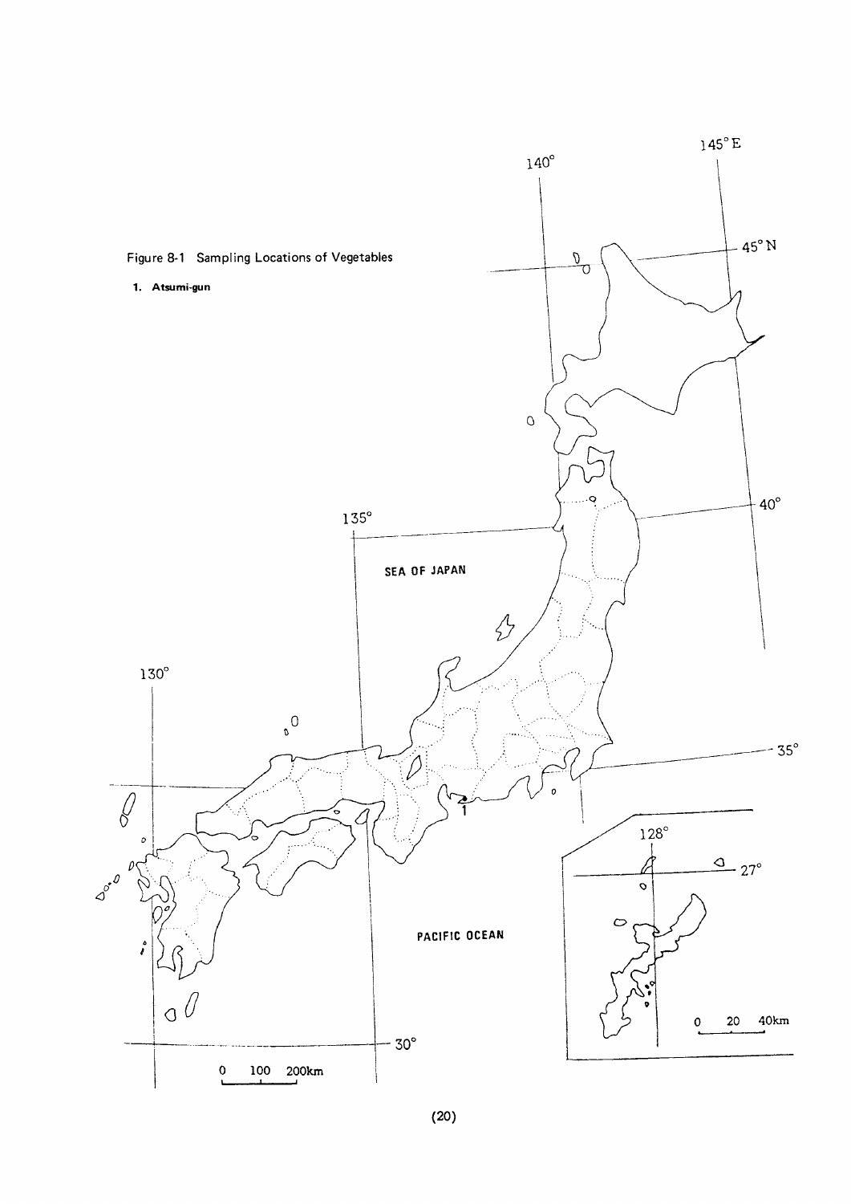Figure 8-1 Sampling Locations of Vegetables

1. Atsumi-gun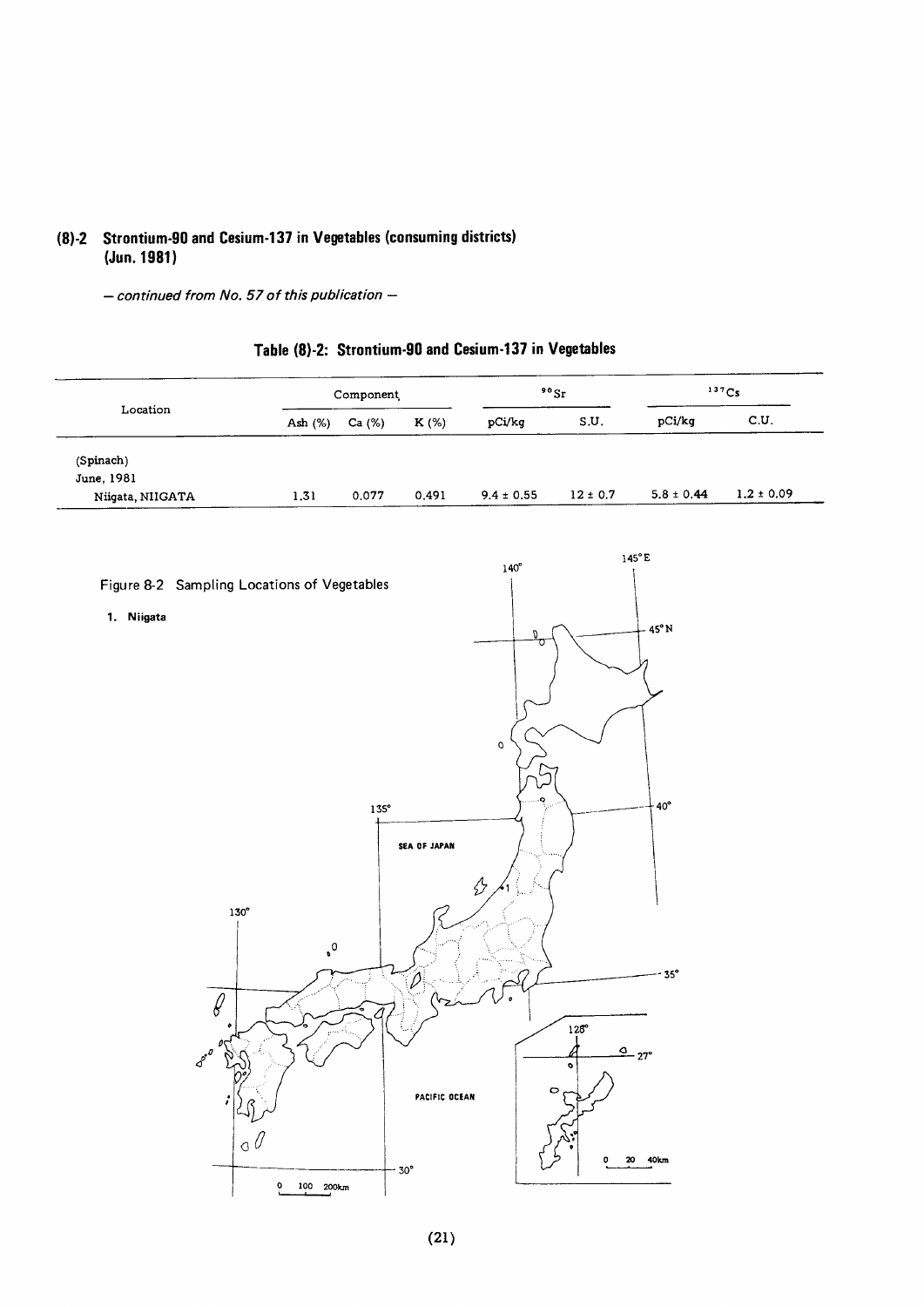## (8)-2 Strontium-90 and Cesium-137 in Vegetables (consuming districts) (Jun. 1981)

*– continued from No. 57 of this publication –*

### Table (8)-2: Strontium-90 and Cesium-137 in Vegetables

| Location | Component | | | $^{90}Sr$ | | $^{137}Cs$ | |
|---|---|---|---|---|---|---|---|
| | Ash (%) | Ca (%) | K (%) | pCi/kg | S.U. | pCi/kg | C.U. |
| (Spinach) | | | | | | | |
| June, 1981 | | | | | | | |
| Niigata, NIIGATA | 1.31 | 0.077 | 0.491 | 9.4 ± 0.55 | 12 ± 0.7 | 5.8 ± 0.44 | 1.2 ± 0.09 |

Figure 8-2 Sampling Locations of Vegetables

1. Niigata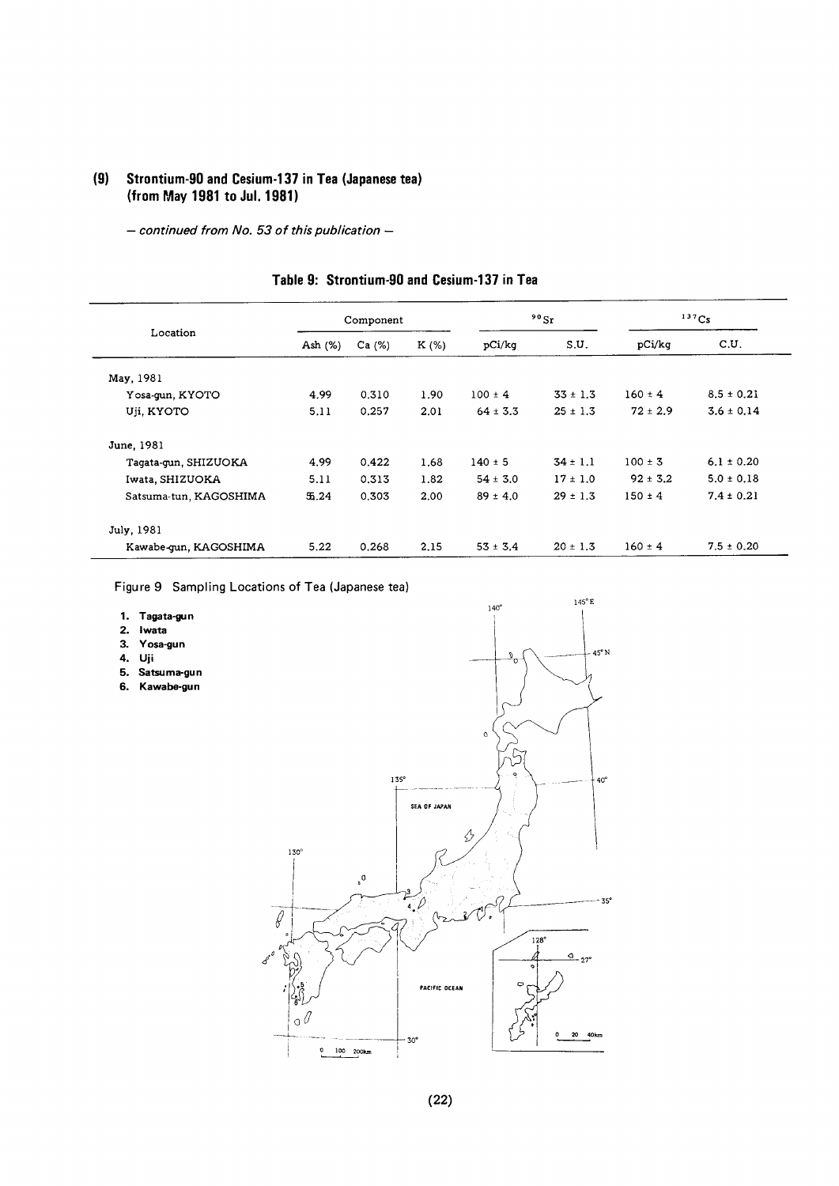## (9) Strontium-90 and Cesium-137 in Tea (Japanese tea) (from May 1981 to Jul. 1981)

*– continued from No. 53 of this publication –*

### Table 9: Strontium-90 and Cesium-137 in Tea

| Location | Component | | | $^{90}Sr$ | | $^{137}Cs$ | |
|---|---|---|---|---|---|---|---|
| | Ash (%) | Ca (%) | K (%) | pCi/kg | S.U. | pCi/kg | C.U. |
| May, 1981 | | | | | | | |
| Yosa-gun, KYOTO | 4.99 | 0.310 | 1.90 | 100 ± 4 | 33 ± 1.3 | 160 ± 4 | 8.5 ± 0.21 |
| Uji, KYOTO | 5.11 | 0.257 | 2.01 | 64 ± 3.3 | 25 ± 1.3 | 72 ± 2.9 | 3.6 ± 0.14 |
| June, 1981 | | | | | | | |
| Tagata-gun, SHIZUOKA | 4.99 | 0.422 | 1.68 | 140 ± 5 | 34 ± 1.1 | 100 ± 3 | 6.1 ± 0.20 |
| Iwata, SHIZUOKA | 5.11 | 0.313 | 1.82 | 54 ± 3.0 | 17 ± 1.0 | 92 ± 3.2 | 5.0 ± 0.18 |
| Satsuma-tun, KAGOSHIMA | 5.24 | 0.303 | 2.00 | 89 ± 4.0 | 29 ± 1.3 | 150 ± 4 | 7.4 ± 0.21 |
| July, 1981 | | | | | | | |
| Kawabe-gun, KAGOSHIMA | 5.22 | 0.268 | 2.15 | 53 ± 3.4 | 20 ± 1.3 | 160 ± 4 | 7.5 ± 0.20 |

Figure 9 Sampling Locations of Tea (Japanese tea)

1. Tagata-gun
2. Iwata
3. Yosa-gun
4. Uji
5. Satsuma-gun
6. Kawabe-gun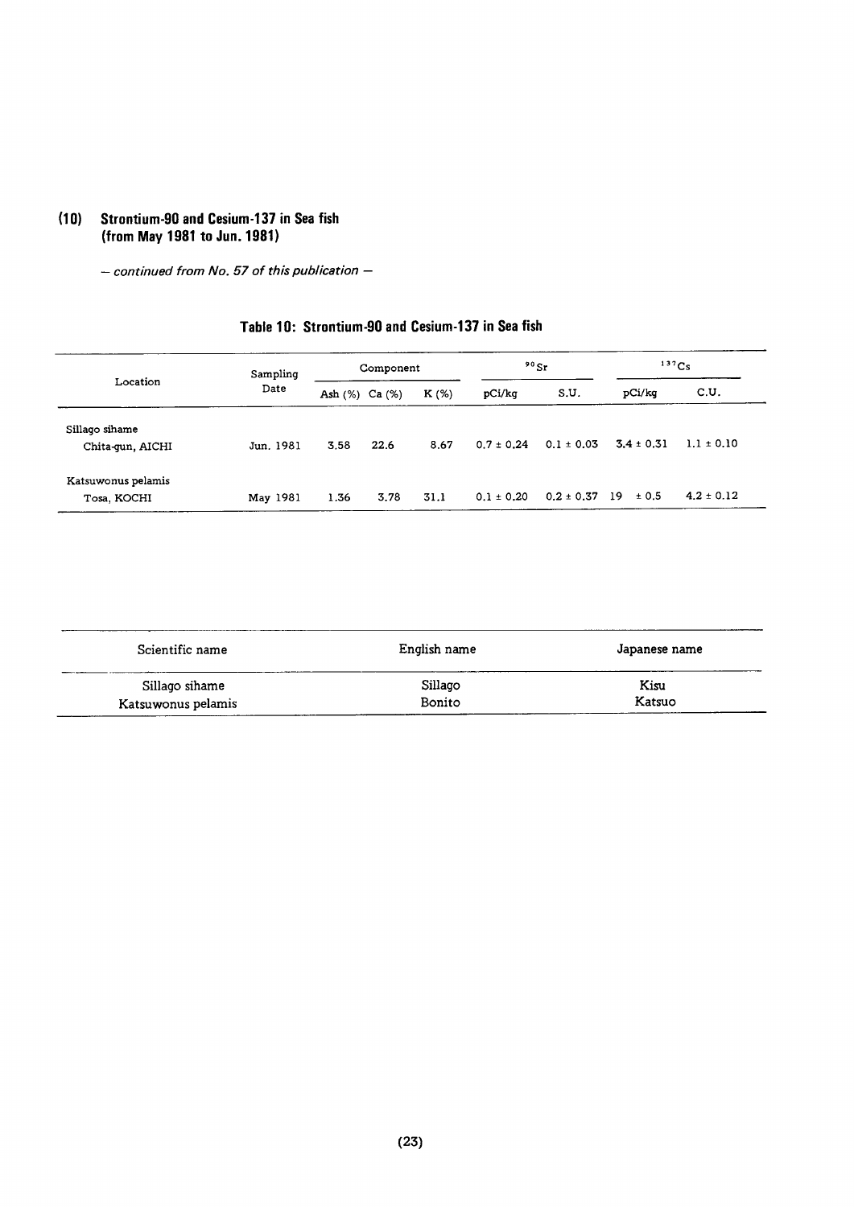## (10) Strontium-90 and Cesium-137 in Sea fish (from May 1981 to Jun. 1981)

*– continued from No. 57 of this publication –*

### Table 10: Strontium-90 and Cesium-137 in Sea fish

| Location | Sampling Date | Component | | | $^{90}Sr$ | | $^{137}Cs$ | |
|---|---|---|---|---|---|---|---|---|
| | | Ash (%) | Ca (%) | K (%) | pCi/kg | S.U. | pCi/kg | C.U. |
| Sillago sihame<br>Chita-gun, AICHI | Jun. 1981 | 3.58 | 22.6 | 8.67 | 0.7 ± 0.24 | 0.1 ± 0.03 | 3.4 ± 0.31 | 1.1 ± 0.10 |
| Katsuwonus pelamis<br>Tosa, KOCHI | May 1981 | 1.36 | 3.78 | 31.1 | 0.1 ± 0.20 | 0.2 ± 0.37 | 19 ± 0.5 | 4.2 ± 0.12 |

| Scientific name | English name | Japanese name |
|---|---|---|
| Sillago sihame | Sillago | Kisu |
| Katsuwonus pelamis | Bonito | Katsuo |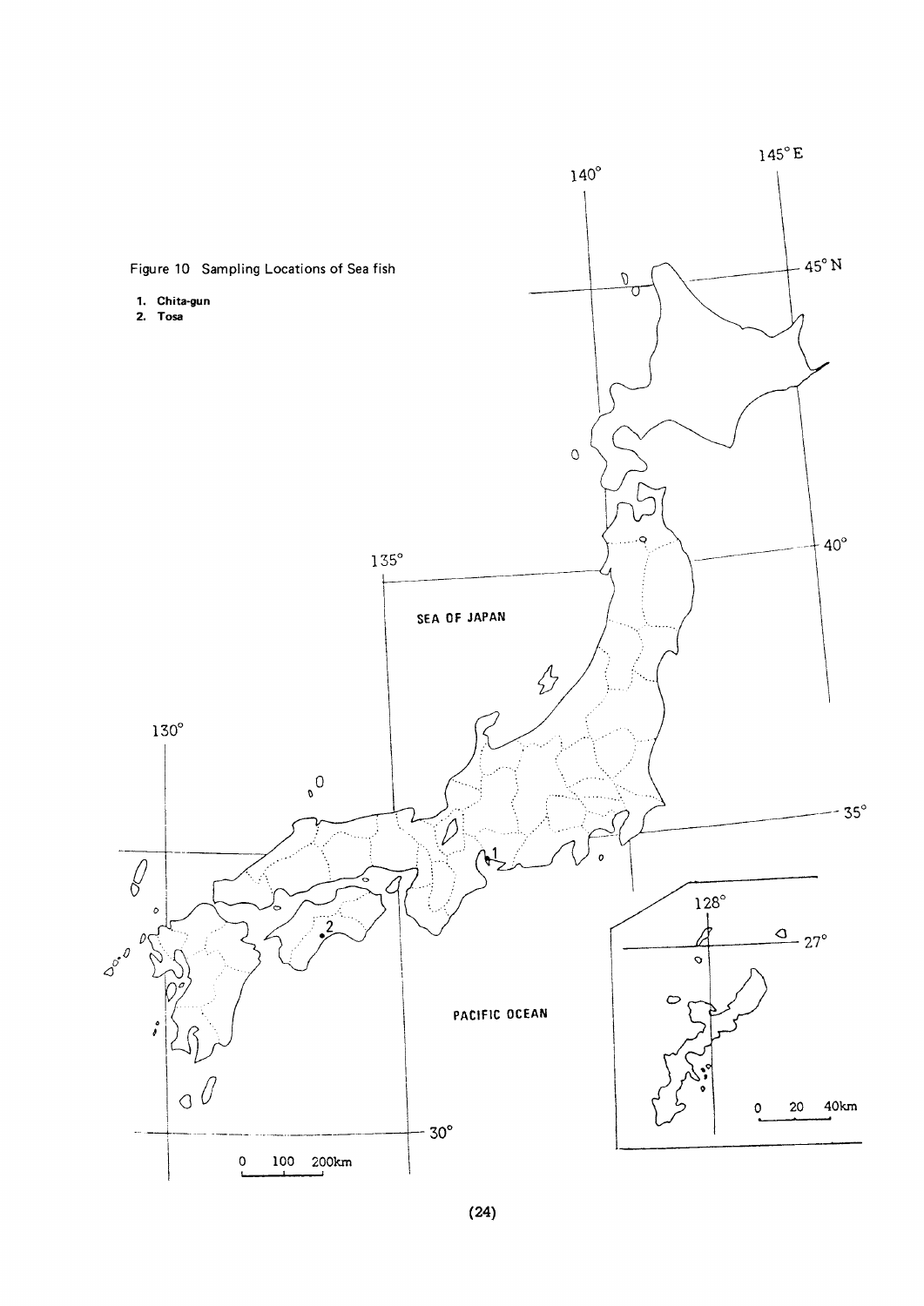Figure 10 Sampling Locations of Sea fish

1. **Chita-gun**
2. **Tosa**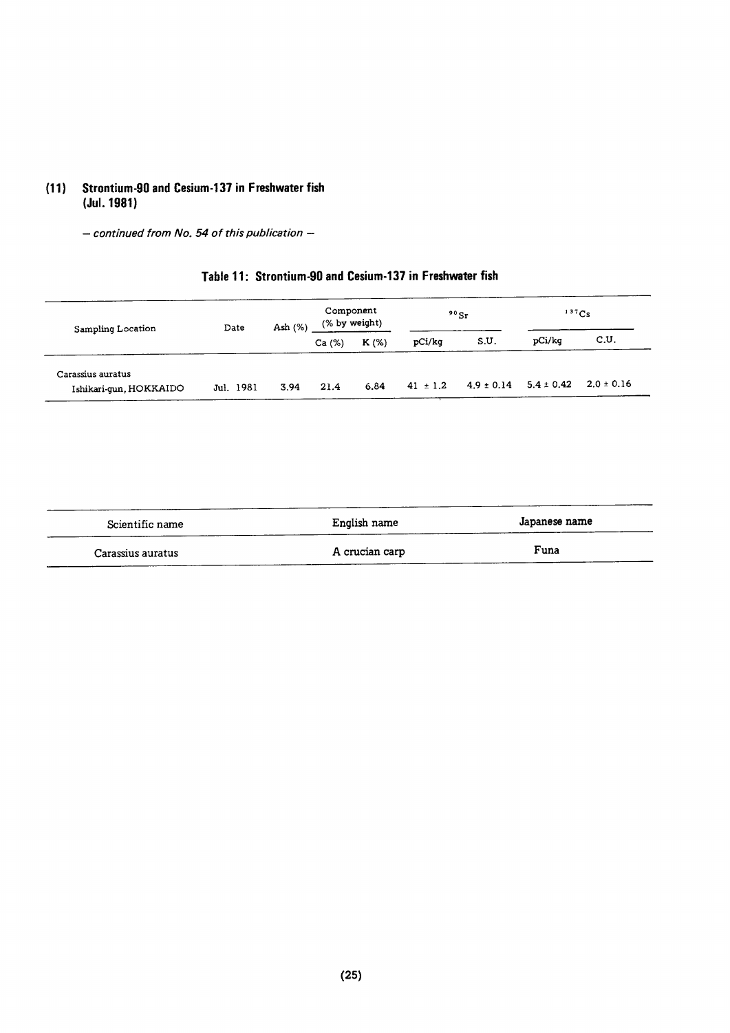## (11) Strontium-90 and Cesium-137 in Freshwater fish (Jul. 1981)

*— continued from No. 54 of this publication —*

### Table 11: Strontium-90 and Cesium-137 in Freshwater fish

| Sampling Location | Date | Ash (%) | Component (% by weight) | | $^{90}Sr$ | | $^{137}Cs$ | |
|---|---|---|---|---|---|---|---|---|
| | | | Ca (%) | K (%) | pCi/kg | S.U. | pCi/kg | C.U. |
| Carassius auratus Ishikari-gun, HOKKAIDO | Jul. 1981 | 3.94 | 21.4 | 6.84 | 41 ± 1.2 | 4.9 ± 0.14 | 5.4 ± 0.42 | 2.0 ± 0.16 |

| Scientific name | English name | Japanese name |
|---|---|---|
| Carassius auratus | A crucian carp | Funa |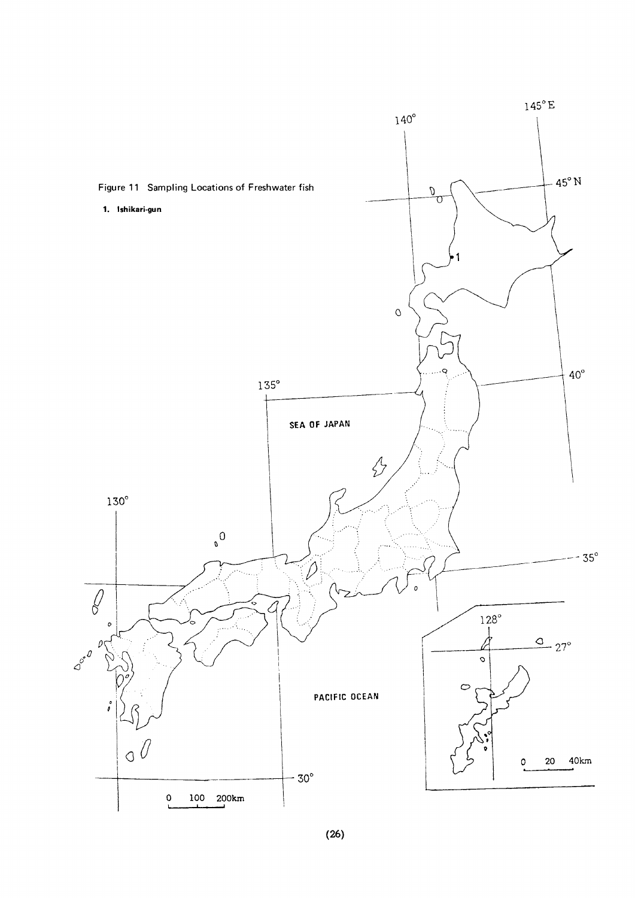Figure 11 Sampling Locations of Freshwater fish

**1. Ishikari-gun**

SEA OF JAPAN

PACIFIC OCEAN

145° E

140°

45° N

40°

135°

130°

35°

30°

128°

27°

0 100 200km

0 20 40km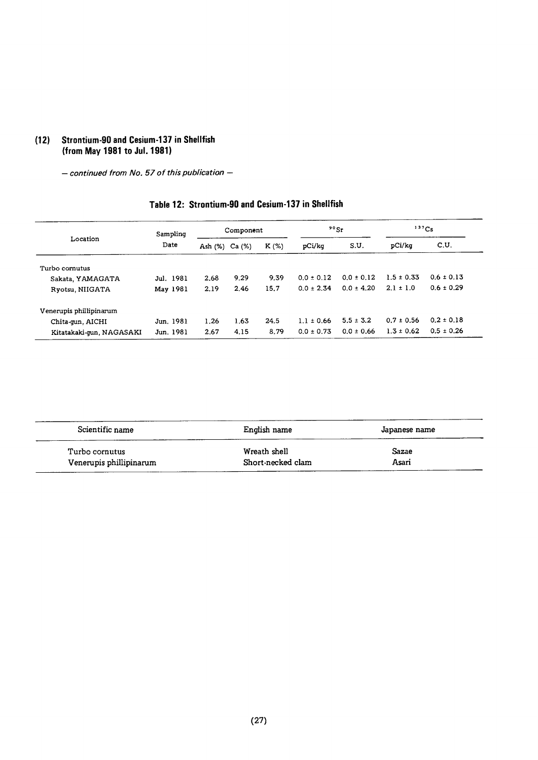## (12) Strontium-90 and Cesium-137 in Shellfish (from May 1981 to Jul. 1981)

*– continued from No. 57 of this publication –*

### Table 12: Strontium-90 and Cesium-137 in Shellfish

| Location | Sampling Date | Component | | | $^{90}Sr$ | | $^{137}Cs$ | |
|---|---|---|---|---|---|---|---|---|
| | | Ash (%) | Ca (%) | K (%) | pCi/kg | S.U. | pCi/kg | C.U. |
| Turbo cornutus | | | | | | | | |
| Sakata, YAMAGATA | Jul. 1981 | 2.68 | 9.29 | 9.39 | 0.0 ± 0.12 | 0.0 ± 0.12 | 1.5 ± 0.33 | 0.6 ± 0.13 |
| Ryotsu, NIIGATA | May 1981 | 2.19 | 2.46 | 15.7 | 0.0 ± 2.34 | 0.0 ± 4.20 | 2.1 ± 1.0 | 0.6 ± 0.29 |
| Venerupis phillipinarum | | | | | | | | |
| Chita-gun, AICHI | Jun. 1981 | 1.26 | 1.63 | 24.5 | 1.1 ± 0.66 | 5.5 ± 3.2 | 0.7 ± 0.56 | 0.2 ± 0.18 |
| Kitatakaki-gun, NAGASAKI | Jun. 1981 | 2.67 | 4.15 | 8.79 | 0.0 ± 0.73 | 0.0 ± 0.66 | 1.3 ± 0.62 | 0.5 ± 0.26 |

| Scientific name | English name | Japanese name |
|---|---|---|
| Turbo cornutus | Wreath shell | Sazae |
| Venerupis phillipinarum | Short-necked clam | Asari |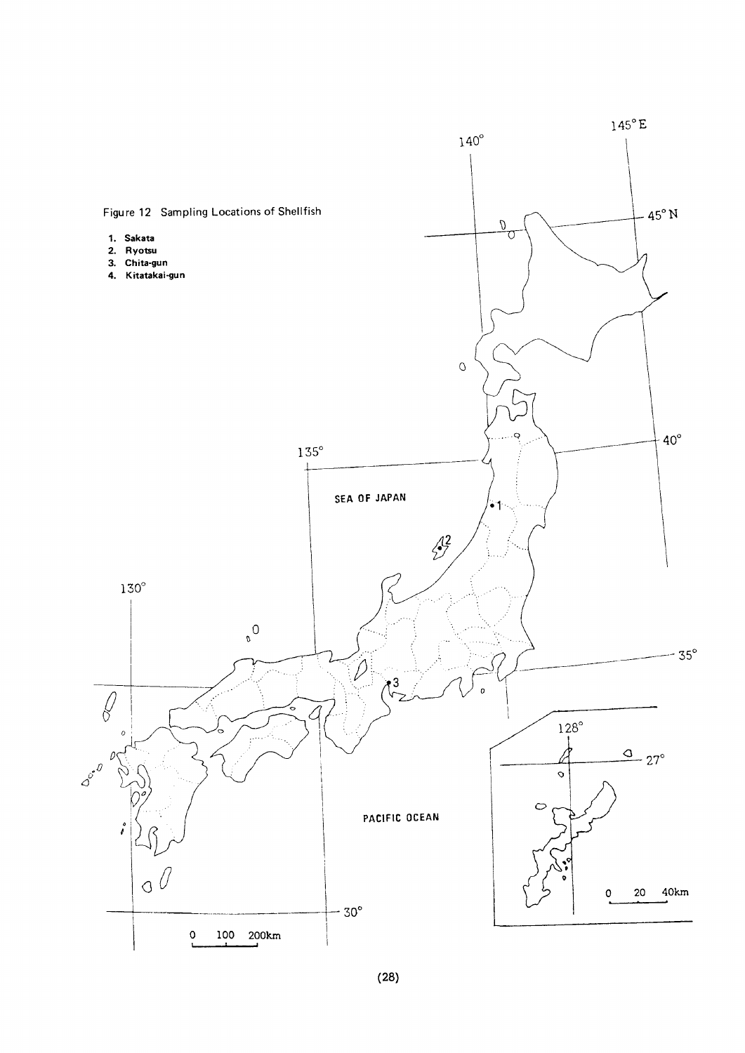Figure 12 Sampling Locations of Shellfish

1. Sakata
2. Ryotsu
3. Chita-gun
4. Kitatakai-gun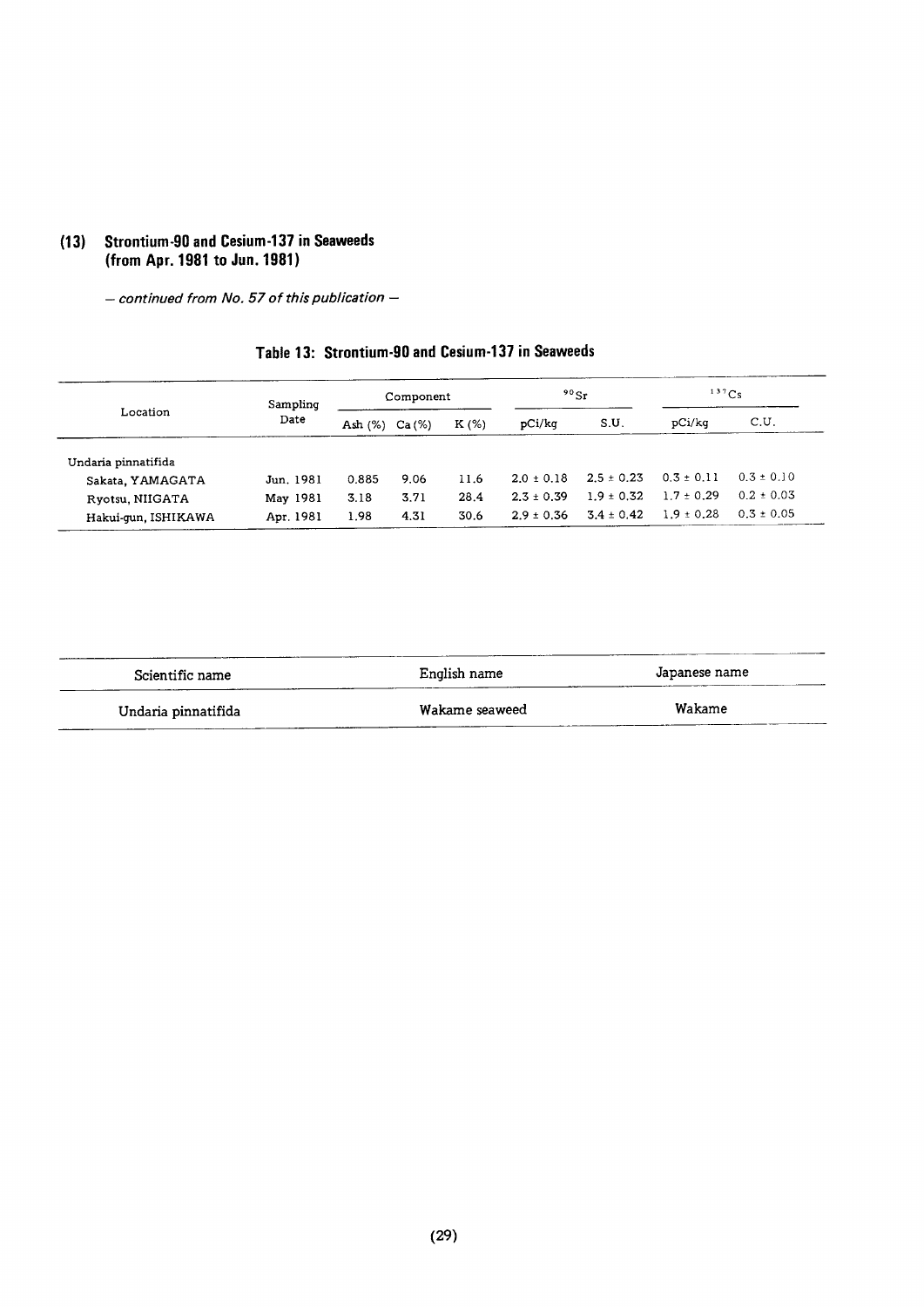## (13) Strontium-90 and Cesium-137 in Seaweeds (from Apr. 1981 to Jun. 1981)

*– continued from No. 57 of this publication –*

### Table 13: Strontium-90 and Cesium-137 in Seaweeds

| Location | Sampling Date | Component | | | $^{90}Sr$ | | $^{137}Cs$ | |
|---|---|---|---|---|---|---|---|---|
| | | Ash (%) | Ca (%) | K (%) | pCi/kg | S.U. | pCi/kg | C.U. |
| Undaria pinnatifida | | | | | | | | |
| Sakata, YAMAGATA | Jun. 1981 | 0.885 | 9.06 | 11.6 | 2.0 ± 0.18 | 2.5 ± 0.23 | 0.3 ± 0.11 | 0.3 ± 0.10 |
| Ryotsu, NIIGATA | May 1981 | 3.18 | 3.71 | 28.4 | 2.3 ± 0.39 | 1.9 ± 0.32 | 1.7 ± 0.29 | 0.2 ± 0.03 |
| Hakui-gun, ISHIKAWA | Apr. 1981 | 1.98 | 4.31 | 30.6 | 2.9 ± 0.36 | 3.4 ± 0.42 | 1.9 ± 0.28 | 0.3 ± 0.05 |

| Scientific name | English name | Japanese name |
|---|---|---|
| Undaria pinnatifida | Wakame seaweed | Wakame |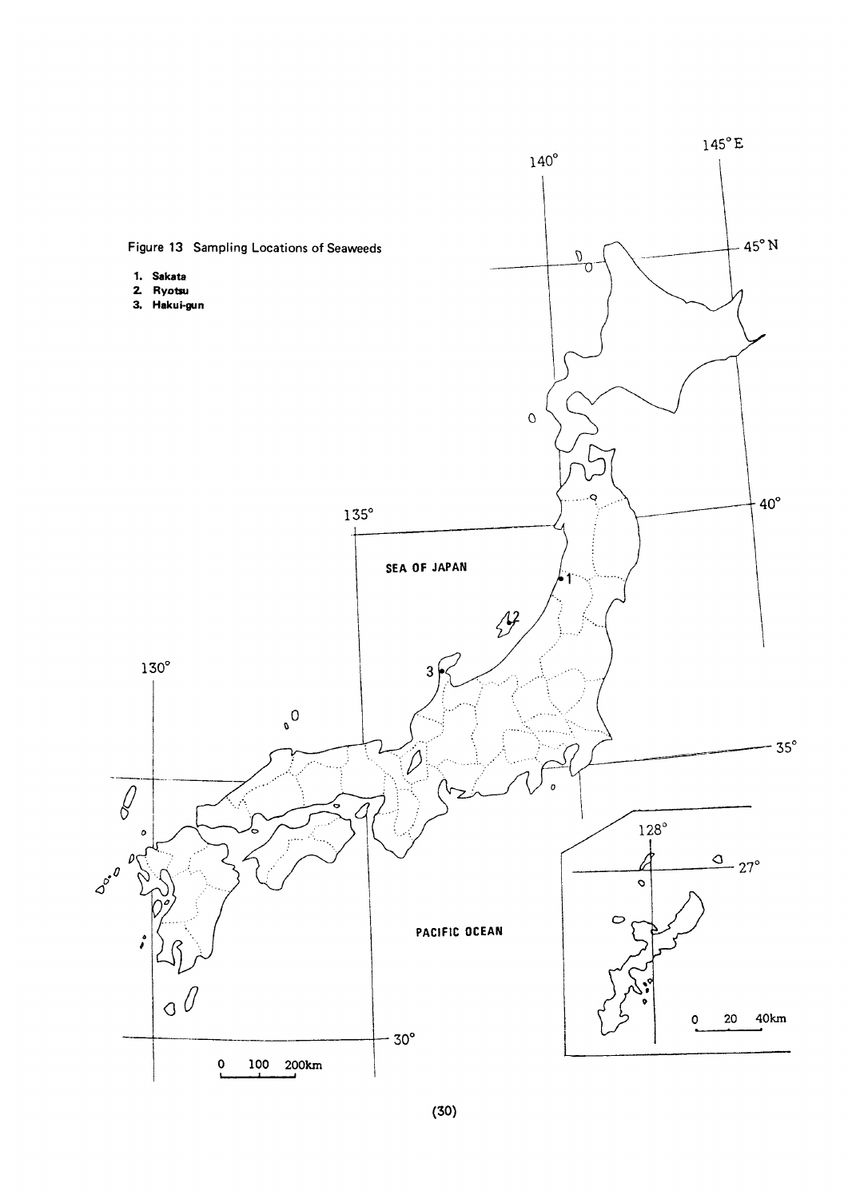Figure 13 Sampling Locations of Seaweeds

1. Sakata
2. Ryotsu
3. Hakui-gun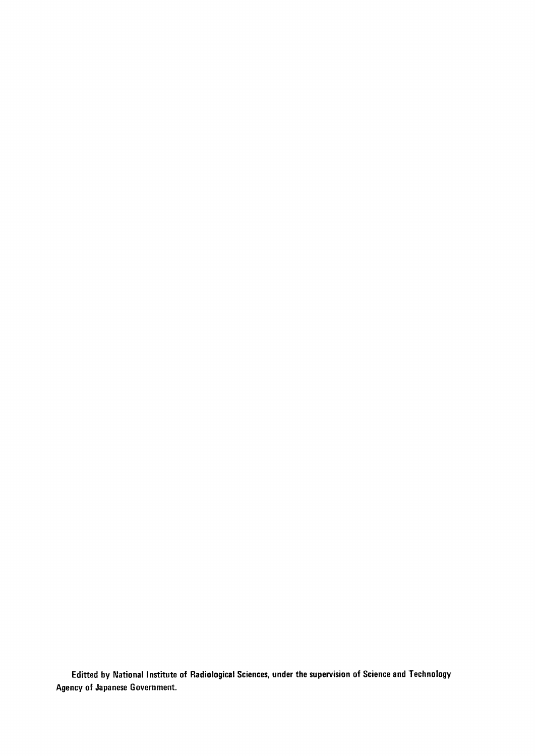Editted by National Institute of Radiological Sciences, under the supervision of Science and Technology Agency of Japanese Government.